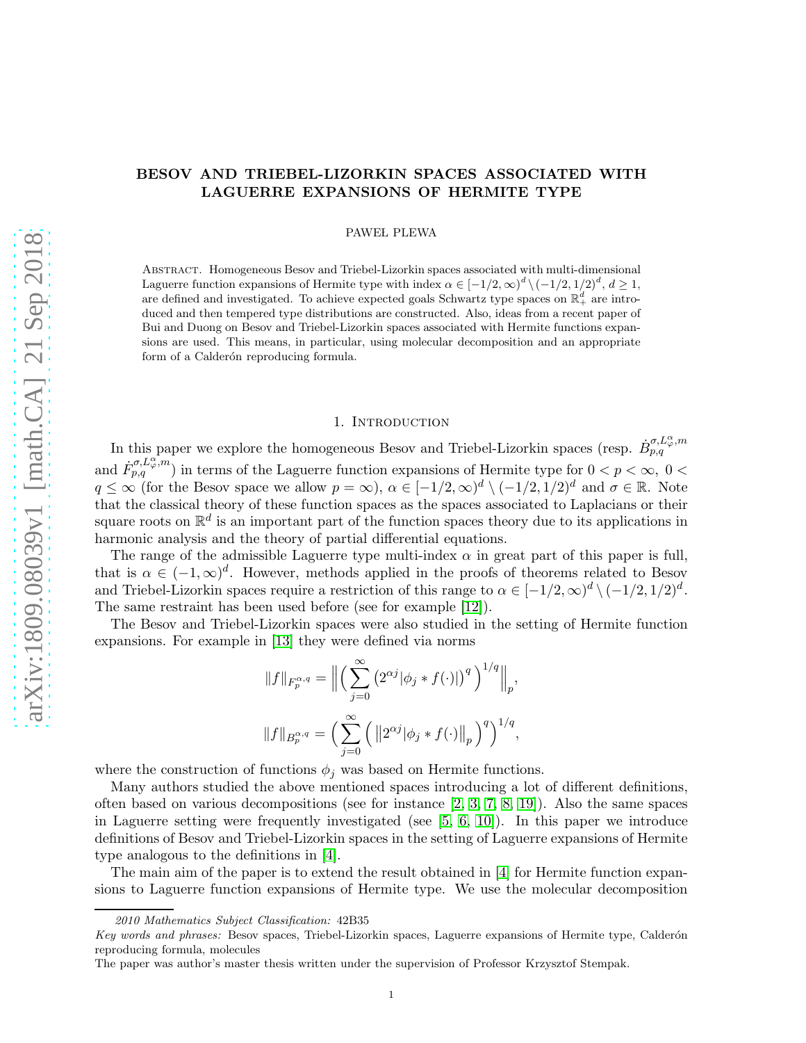# BESOV AND TRIEBEL-LIZORKIN SPACES ASSOCIATED WITH LAGUERRE EXPANSIONS OF HERMITE TYPE

PAWEŁ PLEWA

Abstract. Homogeneous Besov and Triebel-Lizorkin spaces associated with multi-dimensional Laguerre function expansions of Hermite type with index $\alpha \in [-1/2,\infty)^d \setminus (-1/2,1/2)^d$, $d \geq 1$, are defined and investigated. To achieve expected goals Schwartz type spaces on $\mathbb{R}^d_+$ are introduced and then tempered type distributions are constructed. Also, ideas from a recent paper of Bui and Duong on Besov and Triebel-Lizorkin spaces associated with Hermite functions expansions are used. This means, in particular, using molecular decomposition and an appropriate form of a Calderón reproducing formula.

## 1. Introduction

In this paper we explore the homogeneous Besov and Triebel-Lizorkin spaces (resp. $\dot{B}^{\sigma,L^\alpha_\varphi,m}_{p,q}$ and $\dot{F}^{\sigma,L^\alpha_\varphi,m}_{p,q}$) in terms of the Laguerre function expansions of Hermite type for $0 < p < \infty$, $0 < q \leq \infty$ (for the Besov space we allow $p = \infty$), $\alpha \in [-1/2,\infty)^d \setminus (-1/2,1/2)^d$ and $\sigma \in \mathbb{R}$. Note that the classical theory of these function spaces as the spaces associated to Laplacians or their square roots on $\mathbb{R}^d$ is an important part of the function spaces theory due to its applications in harmonic analysis and the theory of partial differential equations.

The range of the admissible Laguerre type multi-index $\alpha$ in great part of this paper is full, that is $\alpha \in (-1,\infty)^d$. However, methods applied in the proofs of theorems related to Besov and Triebel-Lizorkin spaces require a restriction of this range to $\alpha \in [-1/2,\infty)^d \setminus (-1/2,1/2)^d$. The same restraint has been used before (see for example [12]).

The Besov and Triebel-Lizorkin spaces were also studied in the setting of Hermite function expansions. For example in [13] they were defined via norms

$$\|f\|_{F^{\alpha,q}_p} = \Big\| \Big( \sum_{j=0}^{\infty} \big( 2^{\alpha j} |\phi_j * f(\cdot)| \big)^q \Big)^{1/q} \Big\|_p,$$

$$\|f\|_{B^{\alpha,q}_p} = \Big( \sum_{j=0}^{\infty} \Big( \big\| 2^{\alpha j} |\phi_j * f(\cdot)| \big\|_p \Big)^q \Big)^{1/q},$$

where the construction of functions $\phi_j$ was based on Hermite functions.

Many authors studied the above mentioned spaces introducing a lot of different definitions, often based on various decompositions (see for instance [2, 3, 7, 8, 19]). Also the same spaces in Laguerre setting were frequently investigated (see [5, 6, 10]). In this paper we introduce definitions of Besov and Triebel-Lizorkin spaces in the setting of Laguerre expansions of Hermite type analogous to the definitions in [4].

The main aim of the paper is to extend the result obtained in [4] for Hermite function expansions to Laguerre function expansions of Hermite type. We use the molecular decomposition

2010 Mathematics Subject Classification: 42B35

Key words and phrases: Besov spaces, Triebel-Lizorkin spaces, Laguerre expansions of Hermite type, Calderón reproducing formula, molecules

The paper was author's master thesis written under the supervision of Professor Krzysztof Stempak.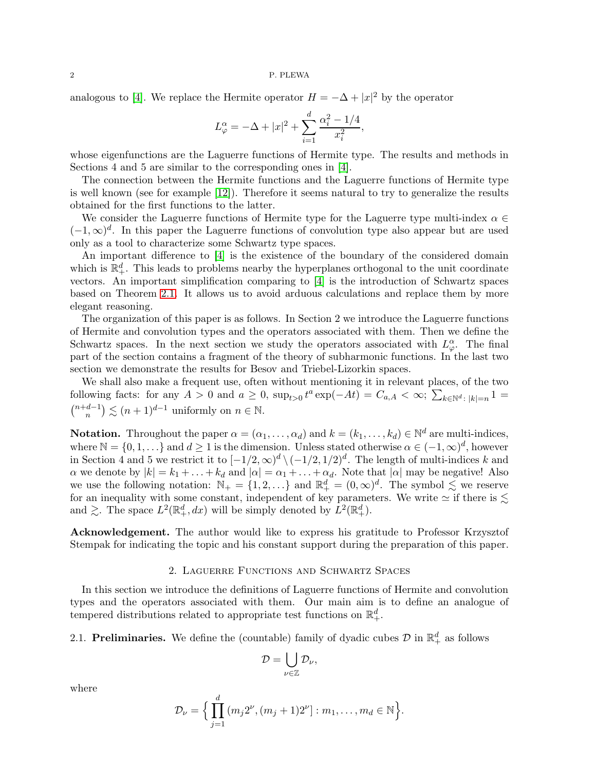analogous to [4]. We replace the Hermite operator $H = -\Delta + |x|^2$ by the operator

$$L_\varphi^\alpha = -\Delta + |x|^2 + \sum_{i=1}^{d} \frac{\alpha_i^2 - 1/4}{x_i^2},$$

whose eigenfunctions are the Laguerre functions of Hermite type. The results and methods in Sections 4 and 5 are similar to the corresponding ones in [4].

The connection between the Hermite functions and the Laguerre functions of Hermite type is well known (see for example [12]). Therefore it seems natural to try to generalize the results obtained for the first functions to the latter.

We consider the Laguerre functions of Hermite type for the Laguerre type multi-index $\alpha \in (-1, \infty)^d$. In this paper the Laguerre functions of convolution type also appear but are used only as a tool to characterize some Schwartz type spaces.

An important difference to [4] is the existence of the boundary of the considered domain which is $\mathbb{R}_+^d$. This leads to problems nearby the hyperplanes orthogonal to the unit coordinate vectors. An important simplification comparing to [4] is the introduction of Schwartz spaces based on Theorem 2.1. It allows us to avoid arduous calculations and replace them by more elegant reasoning.

The organization of this paper is as follows. In Section 2 we introduce the Laguerre functions of Hermite and convolution types and the operators associated with them. Then we define the Schwartz spaces. In the next section we study the operators associated with $L_\varphi^\alpha$. The final part of the section contains a fragment of the theory of subharmonic functions. In the last two section we demonstrate the results for Besov and Triebel-Lizorkin spaces.

We shall also make a frequent use, often without mentioning it in relevant places, of the two following facts: for any $A > 0$ and $a \geq 0$, $\sup_{t>0} t^a \exp(-At) = C_{a,A} < \infty$; $\sum_{k \in \mathbb{N}^d \colon |k|=n} 1 = \binom{n+d-1}{n} \lesssim (n+1)^{d-1}$ uniformly on $n \in \mathbb{N}$.

**Notation.** Throughout the paper $\alpha = (\alpha_1, \ldots, \alpha_d)$ and $k = (k_1, \ldots, k_d) \in \mathbb{N}^d$ are multi-indices, where $\mathbb{N} = \{0, 1, \ldots\}$ and $d \geq 1$ is the dimension. Unless stated otherwise $\alpha \in (-1, \infty)^d$, however in Section 4 and 5 we restrict it to $[-1/2, \infty)^d \setminus (-1/2, 1/2)^d$. The length of multi-indices $k$ and $\alpha$ we denote by $|k| = k_1 + \ldots + k_d$ and $|\alpha| = \alpha_1 + \ldots + \alpha_d$. Note that $|\alpha|$ may be negative! Also we use the following notation: $\mathbb{N}_+ = \{1, 2, \ldots\}$ and $\mathbb{R}_+^d = (0, \infty)^d$. The symbol $\lesssim$ we reserve for an inequality with some constant, independent of key parameters. We write $\simeq$ if there is $\lesssim$ and $\gtrsim$. The space $L^2(\mathbb{R}_+^d, dx)$ will be simply denoted by $L^2(\mathbb{R}_+^d)$.

**Acknowledgement.** The author would like to express his gratitude to Professor Krzysztof Stempak for indicating the topic and his constant support during the preparation of this paper.

## 2. Laguerre Functions and Schwartz Spaces

In this section we introduce the definitions of Laguerre functions of Hermite and convolution types and the operators associated with them. Our main aim is to define an analogue of tempered distributions related to appropriate test functions on $\mathbb{R}_+^d$.

2.1. **Preliminaries.** We define the (countable) family of dyadic cubes $\mathcal{D}$ in $\mathbb{R}_+^d$ as follows

$$\mathcal{D} = \bigcup_{\nu \in \mathbb{Z}} \mathcal{D}_\nu,$$

where

$$\mathcal{D}_\nu = \Big\{ \prod_{j=1}^{d} (m_j 2^\nu, (m_j + 1) 2^\nu] : m_1, \ldots, m_d \in \mathbb{N} \Big\}.$$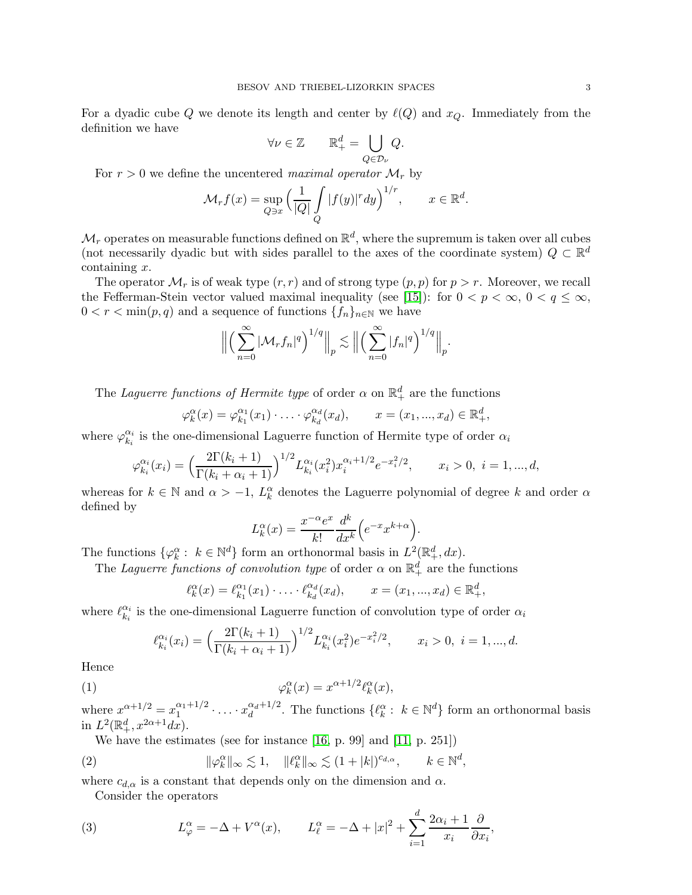For a dyadic cube $Q$ we denote its length and center by $\ell(Q)$ and $x_Q$. Immediately from the definition we have

$$\forall \nu \in \mathbb{Z} \qquad \mathbb{R}^d_+ = \bigcup_{Q \in \mathcal{D}_\nu} Q.$$

For $r > 0$ we define the uncentered *maximal operator* $\mathcal{M}_r$ by

$$\mathcal{M}_r f(x) = \sup_{Q \ni x} \Big( \frac{1}{|Q|} \int_Q |f(y)|^r dy \Big)^{1/r}, \qquad x \in \mathbb{R}^d.$$

$\mathcal{M}_r$ operates on measurable functions defined on $\mathbb{R}^d$, where the supremum is taken over all cubes (not necessarily dyadic but with sides parallel to the axes of the coordinate system) $Q \subset \mathbb{R}^d$ containing $x$.

The operator $\mathcal{M}_r$ is of weak type $(r, r)$ and of strong type $(p, p)$ for $p > r$. Moreover, we recall the Fefferman-Stein vector valued maximal inequality (see [15]): for $0 < p < \infty$, $0 < q \leq \infty$, $0 < r < \min(p, q)$ and a sequence of functions $\{f_n\}_{n \in \mathbb{N}}$ we have

$$\Big\| \Big( \sum_{n=0}^{\infty} |\mathcal{M}_r f_n|^q \Big)^{1/q} \Big\|_p \lesssim \Big\| \Big( \sum_{n=0}^{\infty} |f_n|^q \Big)^{1/q} \Big\|_p.$$

The *Laguerre functions of Hermite type* of order $\alpha$ on $\mathbb{R}^d_+$ are the functions

$$\varphi^\alpha_k(x) = \varphi^{\alpha_1}_{k_1}(x_1) \cdot \ldots \cdot \varphi^{\alpha_d}_{k_d}(x_d), \qquad x = (x_1, ..., x_d) \in \mathbb{R}^d_+,$$

where $\varphi^{\alpha_i}_{k_i}$ is the one-dimensional Laguerre function of Hermite type of order $\alpha_i$

$$\varphi^{\alpha_i}_{k_i}(x_i) = \Big( \frac{2\Gamma(k_i + 1)}{\Gamma(k_i + \alpha_i + 1)} \Big)^{1/2} L^{\alpha_i}_{k_i}(x_i^2) x_i^{\alpha_i + 1/2} e^{-x_i^2/2}, \qquad x_i > 0, \; i = 1, ..., d,$$

whereas for $k \in \mathbb{N}$ and $\alpha > -1$, $L^\alpha_k$ denotes the Laguerre polynomial of degree $k$ and order $\alpha$ defined by

$$L^\alpha_k(x) = \frac{x^{-\alpha} e^x}{k!} \frac{d^k}{dx^k} \Big( e^{-x} x^{k+\alpha} \Big).$$

The functions $\{\varphi^\alpha_k : \; k \in \mathbb{N}^d\}$ form an orthonormal basis in $L^2(\mathbb{R}^d_+, dx)$.

The *Laguerre functions of convolution type* of order $\alpha$ on $\mathbb{R}^d_+$ are the functions

$$\ell^\alpha_k(x) = \ell^{\alpha_1}_{k_1}(x_1) \cdot \ldots \cdot \ell^{\alpha_d}_{k_d}(x_d), \qquad x = (x_1, ..., x_d) \in \mathbb{R}^d_+,$$

where $\ell^{\alpha_i}_{k_i}$ is the one-dimensional Laguerre function of convolution type of order $\alpha_i$

$$\ell^{\alpha_i}_{k_i}(x_i) = \Big( \frac{2\Gamma(k_i + 1)}{\Gamma(k_i + \alpha_i + 1)} \Big)^{1/2} L^{\alpha_i}_{k_i}(x_i^2) e^{-x_i^2/2}, \qquad x_i > 0, \; i = 1, ..., d.$$

Hence

$$\varphi^\alpha_k(x) = x^{\alpha + 1/2} \ell^\alpha_k(x), \tag{1}$$

where $x^{\alpha+1/2} = x_1^{\alpha_1 + 1/2} \cdot \ldots \cdot x_d^{\alpha_d + 1/2}$. The functions $\{\ell^\alpha_k : \; k \in \mathbb{N}^d\}$ form an orthonormal basis in $L^2(\mathbb{R}^d_+, x^{2\alpha+1} dx)$.

We have the estimates (see for instance [16, p. 99] and [11, p. 251])

$$\|\varphi^\alpha_k\|_\infty \lesssim 1, \quad \|\ell^\alpha_k\|_\infty \lesssim (1 + |k|)^{c_{d,\alpha}}, \qquad k \in \mathbb{N}^d, \tag{2}$$

where $c_{d,\alpha}$ is a constant that depends only on the dimension and $\alpha$.

Consider the operators

$$L^\alpha_\varphi = -\Delta + V^\alpha(x), \qquad L^\alpha_\ell = -\Delta + |x|^2 + \sum_{i=1}^{d} \frac{2\alpha_i + 1}{x_i} \frac{\partial}{\partial x_i}, \tag{3}$$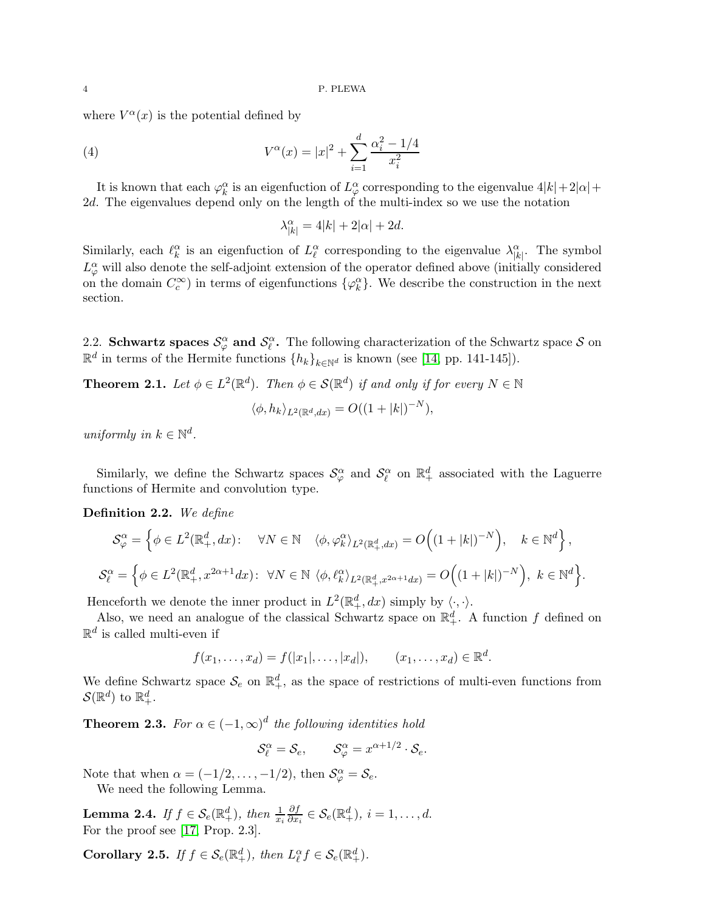where $V^\alpha(x)$ is the potential defined by

$$V^\alpha(x) = |x|^2 + \sum_{i=1}^{d} \frac{\alpha_i^2 - 1/4}{x_i^2} \tag{4}$$

It is known that each $\varphi_k^\alpha$ is an eigenfuction of $L_\varphi^\alpha$ corresponding to the eigenvalue $4|k|+2|\alpha|+2d$. The eigenvalues depend only on the length of the multi-index so we use the notation

$$\lambda_{|k|}^\alpha = 4|k| + 2|\alpha| + 2d.$$

Similarly, each $\ell_k^\alpha$ is an eigenfuction of $L_\ell^\alpha$ corresponding to the eigenvalue $\lambda_{|k|}^\alpha$. The symbol $L_\varphi^\alpha$ will also denote the self-adjoint extension of the operator defined above (initially considered on the domain $C_c^\infty$) in terms of eigenfunctions $\{\varphi_k^\alpha\}$. We describe the construction in the next section.

## 2.2. Schwartz spaces $\mathcal{S}_\varphi^\alpha$ and $\mathcal{S}_\ell^\alpha$.

The following characterization of the Schwartz space $\mathcal{S}$ on $\mathbb{R}^d$ in terms of the Hermite functions $\{h_k\}_{k\in\mathbb{N}^d}$ is known (see [14, pp. 141-145]).

**Theorem 2.1.** *Let $\phi \in L^2(\mathbb{R}^d)$. Then $\phi \in \mathcal{S}(\mathbb{R}^d)$ if and only if for every $N \in \mathbb{N}$*

$$\langle \phi, h_k \rangle_{L^2(\mathbb{R}^d,dx)} = O((1+|k|)^{-N}),$$

*uniformly in $k \in \mathbb{N}^d$.*

Similarly, we define the Schwartz spaces $\mathcal{S}_\varphi^\alpha$ and $\mathcal{S}_\ell^\alpha$ on $\mathbb{R}_+^d$ associated with the Laguerre functions of Hermite and convolution type.

**Definition 2.2.** *We define*

$$\mathcal{S}_\varphi^\alpha = \left\{ \phi \in L^2(\mathbb{R}_+^d, dx): \quad \forall N \in \mathbb{N} \quad \langle \phi, \varphi_k^\alpha \rangle_{L^2(\mathbb{R}_+^d,dx)} = O\Big((1+|k|)^{-N}\Big), \quad k \in \mathbb{N}^d \right\},$$

$$\mathcal{S}_\ell^\alpha = \left\{ \phi \in L^2(\mathbb{R}_+^d, x^{2\alpha+1}dx): \ \forall N \in \mathbb{N} \ \langle \phi, \ell_k^\alpha \rangle_{L^2(\mathbb{R}_+^d,x^{2\alpha+1}dx)} = O\Big((1+|k|)^{-N}\Big), \ k \in \mathbb{N}^d \right\}.$$

Henceforth we denote the inner product in $L^2(\mathbb{R}_+^d, dx)$ simply by $\langle \cdot, \cdot \rangle$.

Also, we need an analogue of the classical Schwartz space on $\mathbb{R}_+^d$. A function $f$ defined on $\mathbb{R}^d$ is called multi-even if

$$f(x_1, \dots, x_d) = f(|x_1|, \dots, |x_d|), \qquad (x_1, \dots, x_d) \in \mathbb{R}^d.$$

We define Schwartz space $\mathcal{S}_e$ on $\mathbb{R}_+^d$, as the space of restrictions of multi-even functions from $\mathcal{S}(\mathbb{R}^d)$ to $\mathbb{R}_+^d$.

**Theorem 2.3.** *For $\alpha \in (-1,\infty)^d$ the following identities hold*

$$\mathcal{S}_\ell^\alpha = \mathcal{S}_e, \qquad \mathcal{S}_\varphi^\alpha = x^{\alpha+1/2} \cdot \mathcal{S}_e.$$

Note that when $\alpha = (-1/2, \dots, -1/2)$, then $\mathcal{S}_\varphi^\alpha = \mathcal{S}_e$.

We need the following Lemma.

**Lemma 2.4.** *If $f \in \mathcal{S}_e(\mathbb{R}_+^d)$, then $\frac{1}{x_i}\frac{\partial f}{\partial x_i} \in \mathcal{S}_e(\mathbb{R}_+^d)$, $i = 1, \dots, d$.*
For the proof see [17, Prop. 2.3].

**Corollary 2.5.** *If $f \in \mathcal{S}_e(\mathbb{R}_+^d)$, then $L_\ell^\alpha f \in \mathcal{S}_e(\mathbb{R}_+^d)$.*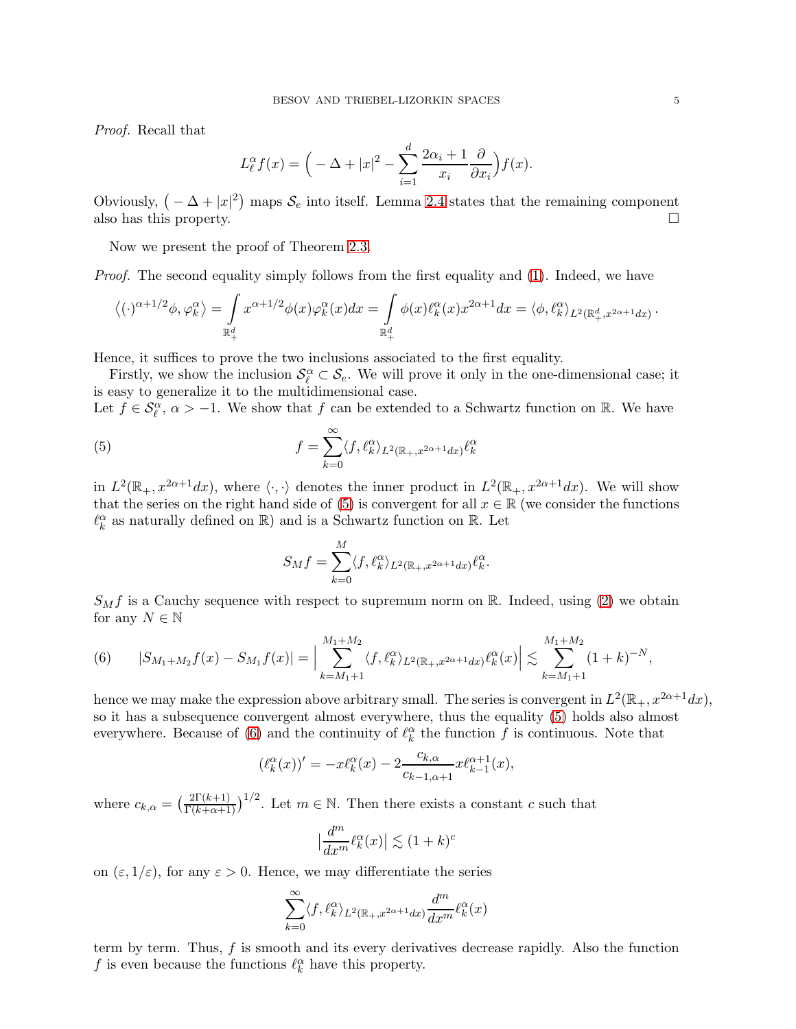*Proof.* Recall that

$$L_\ell^\alpha f(x) = \Big( -\Delta + |x|^2 - \sum_{i=1}^d \frac{2\alpha_i+1}{x_i}\frac{\partial}{\partial x_i}\Big) f(x).$$

Obviously, $\big(-\Delta + |x|^2\big)$ maps $\mathcal{S}_e$ into itself. Lemma 2.4 states that the remaining component also has this property. $\square$

Now we present the proof of Theorem 2.3.

*Proof.* The second equality simply follows from the first equality and (1). Indeed, we have

$$\big\langle (\cdot)^{\alpha+1/2}\phi, \varphi_k^\alpha \big\rangle = \int_{\mathbb{R}_+^d} x^{\alpha+1/2}\phi(x)\varphi_k^\alpha(x)dx = \int_{\mathbb{R}_+^d} \phi(x)\ell_k^\alpha(x)x^{2\alpha+1}dx = \langle \phi, \ell_k^\alpha\rangle_{L^2(\mathbb{R}_+^d, x^{2\alpha+1}dx)}.$$

Hence, it suffices to prove the two inclusions associated to the first equality.

Firstly, we show the inclusion $\mathcal{S}_\ell^\alpha \subset \mathcal{S}_e$. We will prove it only in the one-dimensional case; it is easy to generalize it to the multidimensional case.
Let $f \in \mathcal{S}_\ell^\alpha$, $\alpha > -1$. We show that $f$ can be extended to a Schwartz function on $\mathbb{R}$. We have

$$f = \sum_{k=0}^\infty \langle f, \ell_k^\alpha\rangle_{L^2(\mathbb{R}_+, x^{2\alpha+1}dx)}\ell_k^\alpha \tag{5}$$

in $L^2(\mathbb{R}_+, x^{2\alpha+1}dx)$, where $\langle\cdot,\cdot\rangle$ denotes the inner product in $L^2(\mathbb{R}_+, x^{2\alpha+1}dx)$. We will show that the series on the right hand side of (5) is convergent for all $x \in \mathbb{R}$ (we consider the functions $\ell_k^\alpha$ as naturally defined on $\mathbb{R}$) and is a Schwartz function on $\mathbb{R}$. Let

$$S_M f = \sum_{k=0}^M \langle f, \ell_k^\alpha\rangle_{L^2(\mathbb{R}_+, x^{2\alpha+1}dx)}\ell_k^\alpha.$$

$S_M f$ is a Cauchy sequence with respect to supremum norm on $\mathbb{R}$. Indeed, using (2) we obtain for any $N \in \mathbb{N}$

$$|S_{M_1+M_2}f(x) - S_{M_1}f(x)| = \Big|\sum_{k=M_1+1}^{M_1+M_2} \langle f, \ell_k^\alpha\rangle_{L^2(\mathbb{R}_+, x^{2\alpha+1}dx)}\ell_k^\alpha(x)\Big| \lesssim \sum_{k=M_1+1}^{M_1+M_2}(1+k)^{-N}, \tag{6}$$

hence we may make the expression above arbitrary small. The series is convergent in $L^2(\mathbb{R}_+, x^{2\alpha+1}dx)$, so it has a subsequence convergent almost everywhere, thus the equality (5) holds also almost everywhere. Because of (6) and the continuity of $\ell_k^\alpha$ the function $f$ is continuous. Note that

$$(\ell_k^\alpha(x))' = -x\ell_k^\alpha(x) - 2\frac{c_{k,\alpha}}{c_{k-1,\alpha+1}}x\ell_{k-1}^{\alpha+1}(x),$$

where $c_{k,\alpha} = \big(\frac{2\Gamma(k+1)}{\Gamma(k+\alpha+1)}\big)^{1/2}$. Let $m \in \mathbb{N}$. Then there exists a constant $c$ such that

$$\big|\frac{d^m}{dx^m}\ell_k^\alpha(x)\big| \lesssim (1+k)^c$$

on $(\varepsilon, 1/\varepsilon)$, for any $\varepsilon > 0$. Hence, we may differentiate the series

$$\sum_{k=0}^\infty \langle f, \ell_k^\alpha\rangle_{L^2(\mathbb{R}_+, x^{2\alpha+1}dx)}\frac{d^m}{dx^m}\ell_k^\alpha(x)$$

term by term. Thus, $f$ is smooth and its every derivatives decrease rapidly. Also the function $f$ is even because the functions $\ell_k^\alpha$ have this property.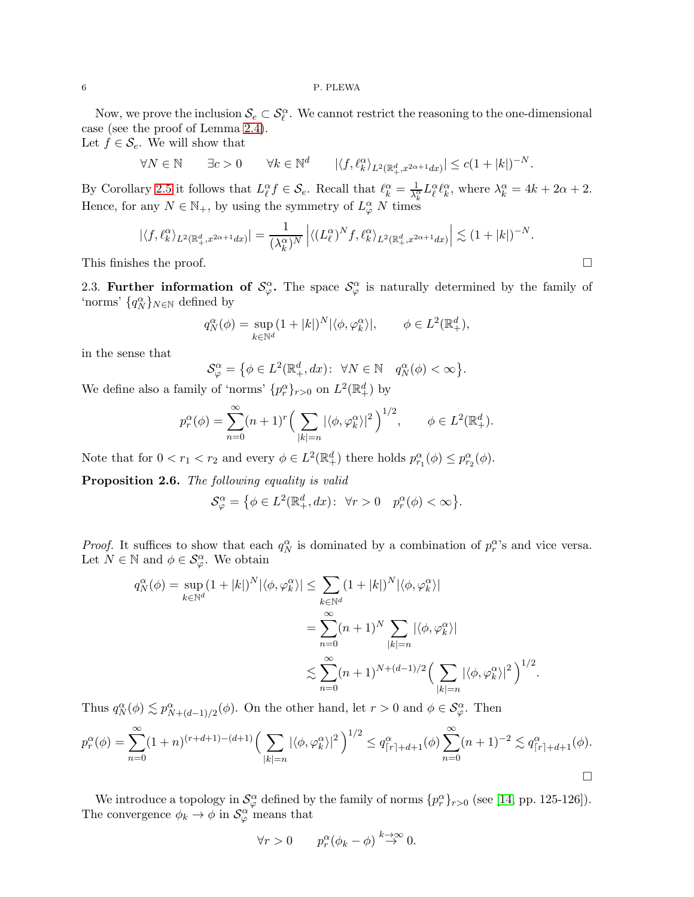Now, we prove the inclusion $\mathcal{S}_e \subset \mathcal{S}_\ell^\alpha$. We cannot restrict the reasoning to the one-dimensional case (see the proof of Lemma 2.4).
Let $f \in \mathcal{S}_e$. We will show that

$$\forall N \in \mathbb{N} \qquad \exists c > 0 \qquad \forall k \in \mathbb{N}^d \qquad |\langle f, \ell_k^\alpha \rangle_{L^2(\mathbb{R}_+^d, x^{2\alpha+1}dx)}| \leq c(1+|k|)^{-N}.$$

By Corollary 2.5 it follows that $L_\ell^\alpha f \in \mathcal{S}_e$. Recall that $\ell_k^\alpha = \frac{1}{\lambda_k^\alpha} L_\ell^\alpha \ell_k^\alpha$, where $\lambda_k^\alpha = 4k + 2\alpha + 2$. Hence, for any $N \in \mathbb{N}_+$, by using the symmetry of $L_\varphi^\alpha$ $N$ times

$$|\langle f, \ell_k^\alpha \rangle_{L^2(\mathbb{R}_+^d, x^{2\alpha+1}dx)}| = \frac{1}{(\lambda_k^\alpha)^N} \left| \langle (L_\ell^\alpha)^N f, \ell_k^\alpha \rangle_{L^2(\mathbb{R}_+^d, x^{2\alpha+1}dx)} \right| \lesssim (1+|k|)^{-N}.$$

This finishes the proof. $\square$

2.3. **Further information of $\mathcal{S}_\varphi^\alpha$.** The space $\mathcal{S}_\varphi^\alpha$ is naturally determined by the family of 'norms' $\{q_N^\alpha\}_{N \in \mathbb{N}}$ defined by

$$q_N^\alpha(\phi) = \sup_{k \in \mathbb{N}^d} (1+|k|)^N |\langle \phi, \varphi_k^\alpha \rangle|, \qquad \phi \in L^2(\mathbb{R}_+^d),$$

in the sense that

$$\mathcal{S}_\varphi^\alpha = \big\{ \phi \in L^2(\mathbb{R}_+^d, dx) \colon \ \forall N \in \mathbb{N} \quad q_N^\alpha(\phi) < \infty \big\}.$$

We define also a family of 'norms' $\{p_r^\alpha\}_{r>0}$ on $L^2(\mathbb{R}_+^d)$ by

$$p_r^\alpha(\phi) = \sum_{n=0}^\infty (n+1)^r \Big( \sum_{|k|=n} |\langle \phi, \varphi_k^\alpha \rangle|^2 \Big)^{1/2}, \qquad \phi \in L^2(\mathbb{R}_+^d).$$

Note that for $0 < r_1 < r_2$ and every $\phi \in L^2(\mathbb{R}_+^d)$ there holds $p_{r_1}^\alpha(\phi) \leq p_{r_2}^\alpha(\phi)$.

**Proposition 2.6.** *The following equality is valid*

$$\mathcal{S}_\varphi^\alpha = \big\{ \phi \in L^2(\mathbb{R}_+^d, dx) \colon \ \forall r > 0 \quad p_r^\alpha(\phi) < \infty \big\}.$$

*Proof.* It suffices to show that each $q_N^\alpha$ is dominated by a combination of $p_r^\alpha$'s and vice versa. Let $N \in \mathbb{N}$ and $\phi \in \mathcal{S}_\varphi^\alpha$. We obtain

$$\begin{aligned} q_N^\alpha(\phi) = \sup_{k \in \mathbb{N}^d} (1+|k|)^N |\langle \phi, \varphi_k^\alpha \rangle| &\leq \sum_{k \in \mathbb{N}^d} (1+|k|)^N |\langle \phi, \varphi_k^\alpha \rangle| \\ &= \sum_{n=0}^\infty (n+1)^N \sum_{|k|=n} |\langle \phi, \varphi_k^\alpha \rangle| \\ &\lesssim \sum_{n=0}^\infty (n+1)^{N+(d-1)/2} \Big( \sum_{|k|=n} |\langle \phi, \varphi_k^\alpha \rangle|^2 \Big)^{1/2}. \end{aligned}$$

Thus $q_N^\alpha(\phi) \lesssim p_{N+(d-1)/2}^\alpha(\phi)$. On the other hand, let $r > 0$ and $\phi \in \mathcal{S}_\varphi^\alpha$. Then

$$p_r^\alpha(\phi) = \sum_{n=0}^\infty (1+n)^{(r+d+1)-(d+1)} \Big( \sum_{|k|=n} |\langle \phi, \varphi_k^\alpha \rangle|^2 \Big)^{1/2} \leq q_{\lceil r \rceil + d+1}^\alpha(\phi) \sum_{n=0}^\infty (n+1)^{-2} \lesssim q_{\lceil r \rceil + d+1}^\alpha(\phi).$$

$\square$

We introduce a topology in $\mathcal{S}_\varphi^\alpha$ defined by the family of norms $\{p_r^\alpha\}_{r>0}$ (see [14, pp. 125-126]). The convergence $\phi_k \to \phi$ in $\mathcal{S}_\varphi^\alpha$ means that

$$\forall r > 0 \qquad p_r^\alpha(\phi_k - \phi) \overset{k \to \infty}{\to} 0.$$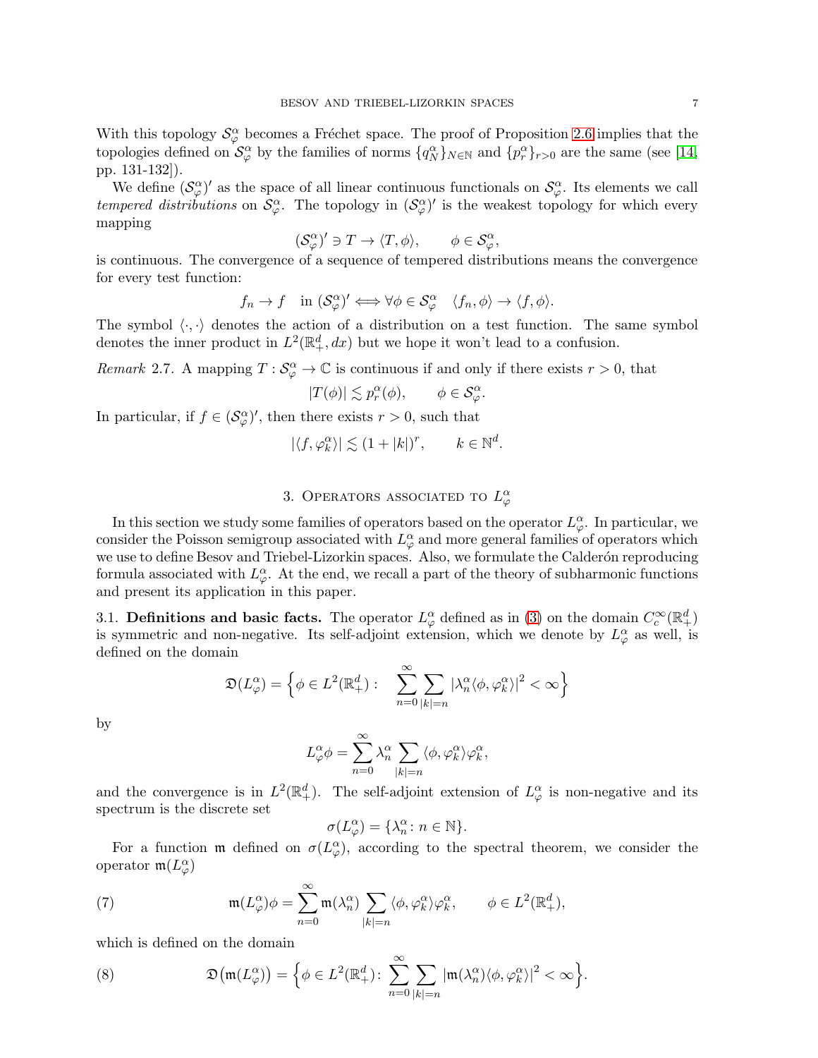With this topology $\mathcal{S}_\varphi^\alpha$ becomes a Fréchet space. The proof of Proposition 2.6 implies that the topologies defined on $\mathcal{S}_\varphi^\alpha$ by the families of norms $\{q_N^\alpha\}_{N\in\mathbb{N}}$ and $\{p_r^\alpha\}_{r>0}$ are the same (see [14, pp. 131-132]).

We define $(\mathcal{S}_\varphi^\alpha)'$ as the space of all linear continuous functionals on $\mathcal{S}_\varphi^\alpha$. Its elements we call *tempered distributions* on $\mathcal{S}_\varphi^\alpha$. The topology in $(\mathcal{S}_\varphi^\alpha)'$ is the weakest topology for which every mapping

$$(\mathcal{S}_\varphi^\alpha)' \ni T \to \langle T, \phi\rangle, \qquad \phi \in \mathcal{S}_\varphi^\alpha,$$

is continuous. The convergence of a sequence of tempered distributions means the convergence for every test function:

$$f_n \to f \quad \text{in } (\mathcal{S}_\varphi^\alpha)' \iff \forall \phi \in \mathcal{S}_\varphi^\alpha \quad \langle f_n, \phi\rangle \to \langle f, \phi\rangle.$$

The symbol $\langle\cdot,\cdot\rangle$ denotes the action of a distribution on a test function. The same symbol denotes the inner product in $L^2(\mathbb{R}_+^d, dx)$ but we hope it won't lead to a confusion.

*Remark* 2.7. A mapping $T : \mathcal{S}_\varphi^\alpha \to \mathbb{C}$ is continuous if and only if there exists $r > 0$, that

$$|T(\phi)| \lesssim p_r^\alpha(\phi), \qquad \phi \in \mathcal{S}_\varphi^\alpha.$$

In particular, if $f \in (\mathcal{S}_\varphi^\alpha)'$, then there exists $r > 0$, such that

$$|\langle f, \varphi_k^\alpha\rangle| \lesssim (1 + |k|)^r, \qquad k \in \mathbb{N}^d.$$

## 3. Operators associated to $L_\varphi^\alpha$

In this section we study some families of operators based on the operator $L_\varphi^\alpha$. In particular, we consider the Poisson semigroup associated with $L_\varphi^\alpha$ and more general families of operators which we use to define Besov and Triebel-Lizorkin spaces. Also, we formulate the Calderón reproducing formula associated with $L_\varphi^\alpha$. At the end, we recall a part of the theory of subharmonic functions and present its application in this paper.

### 3.1. Definitions and basic facts.

The operator $L_\varphi^\alpha$ defined as in (3) on the domain $C_c^\infty(\mathbb{R}_+^d)$ is symmetric and non-negative. Its self-adjoint extension, which we denote by $L_\varphi^\alpha$ as well, is defined on the domain

$$\mathfrak{D}(L_\varphi^\alpha) = \Big\{\phi \in L^2(\mathbb{R}_+^d) : \quad \sum_{n=0}^\infty \sum_{|k|=n} |\lambda_n^\alpha \langle \phi, \varphi_k^\alpha\rangle|^2 < \infty\Big\}$$

by

$$L_\varphi^\alpha \phi = \sum_{n=0}^\infty \lambda_n^\alpha \sum_{|k|=n} \langle \phi, \varphi_k^\alpha\rangle \varphi_k^\alpha,$$

and the convergence is in $L^2(\mathbb{R}_+^d)$. The self-adjoint extension of $L_\varphi^\alpha$ is non-negative and its spectrum is the discrete set

$$\sigma(L_\varphi^\alpha) = \{\lambda_n^\alpha : n \in \mathbb{N}\}.$$

For a function $\mathfrak{m}$ defined on $\sigma(L_\varphi^\alpha)$, according to the spectral theorem, we consider the operator $\mathfrak{m}(L_\varphi^\alpha)$

$$\mathfrak{m}(L_\varphi^\alpha)\phi = \sum_{n=0}^\infty \mathfrak{m}(\lambda_n^\alpha) \sum_{|k|=n} \langle \phi, \varphi_k^\alpha\rangle \varphi_k^\alpha, \qquad \phi \in L^2(\mathbb{R}_+^d), \tag{7}$$

which is defined on the domain

$$\mathfrak{D}\big(\mathfrak{m}(L_\varphi^\alpha)\big) = \Big\{\phi \in L^2(\mathbb{R}_+^d) \colon \sum_{n=0}^\infty \sum_{|k|=n} |\mathfrak{m}(\lambda_n^\alpha) \langle \phi, \varphi_k^\alpha\rangle|^2 < \infty\Big\}. \tag{8}$$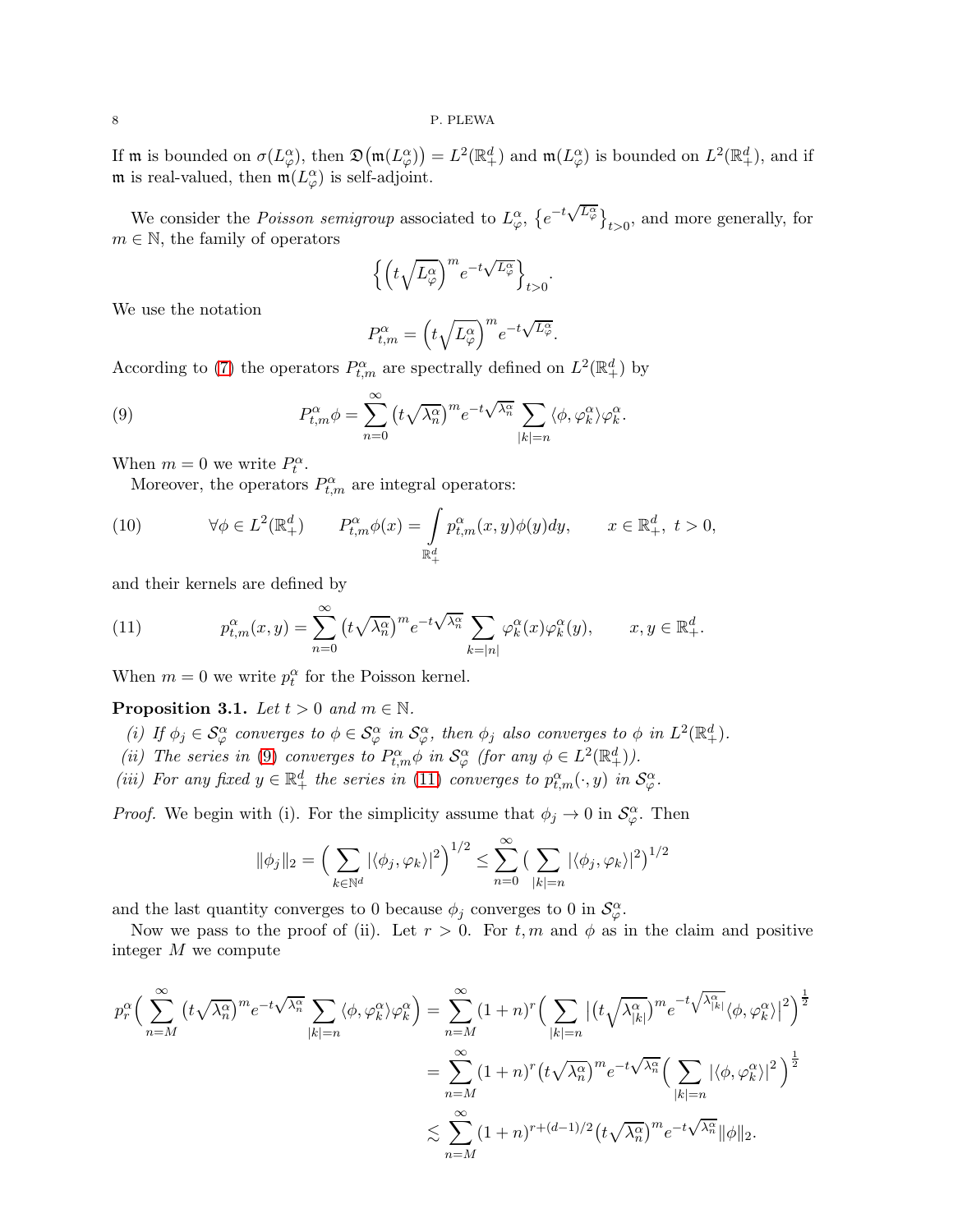If $\mathfrak{m}$ is bounded on $\sigma(L^\alpha_\varphi)$, then $\mathfrak{D}\big(\mathfrak{m}(L^\alpha_\varphi)\big) = L^2(\mathbb{R}^d_+)$ and $\mathfrak{m}(L^\alpha_\varphi)$ is bounded on $L^2(\mathbb{R}^d_+)$, and if $\mathfrak{m}$ is real-valued, then $\mathfrak{m}(L^\alpha_\varphi)$ is self-adjoint.

We consider the *Poisson semigroup* associated to $L^\alpha_\varphi$, $\{e^{-t\sqrt{L^\alpha_\varphi}}\}_{t>0}$, and more generally, for $m \in \mathbb{N}$, the family of operators

$$\Big\{\Big(t\sqrt{L^\alpha_\varphi}\Big)^m e^{-t\sqrt{L^\alpha_\varphi}}\Big\}_{t>0}.$$

We use the notation

$$P^\alpha_{t,m} = \Big(t\sqrt{L^\alpha_\varphi}\Big)^m e^{-t\sqrt{L^\alpha_\varphi}}.$$

According to (7) the operators $P^\alpha_{t,m}$ are spectrally defined on $L^2(\mathbb{R}^d_+)$ by

$$P^\alpha_{t,m}\phi = \sum_{n=0}^\infty \big(t\sqrt{\lambda^\alpha_n}\big)^m e^{-t\sqrt{\lambda^\alpha_n}} \sum_{|k|=n} \langle \phi, \varphi^\alpha_k\rangle \varphi^\alpha_k. \tag{9}$$

When $m = 0$ we write $P^\alpha_t$.

Moreover, the operators $P^\alpha_{t,m}$ are integral operators:

$$\forall \phi \in L^2(\mathbb{R}^d_+) \qquad P^\alpha_{t,m}\phi(x) = \int_{\mathbb{R}^d_+} p^\alpha_{t,m}(x,y)\phi(y)dy, \qquad x \in \mathbb{R}^d_+,\ t>0, \tag{10}$$

and their kernels are defined by

$$p^\alpha_{t,m}(x,y) = \sum_{n=0}^\infty \big(t\sqrt{\lambda^\alpha_n}\big)^m e^{-t\sqrt{\lambda^\alpha_n}} \sum_{k=|n|} \varphi^\alpha_k(x)\varphi^\alpha_k(y), \qquad x,y \in \mathbb{R}^d_+. \tag{11}$$

When $m = 0$ we write $p^\alpha_t$ for the Poisson kernel.

**Proposition 3.1.** *Let $t > 0$ and $m \in \mathbb{N}$.*

*(i) If $\phi_j \in \mathcal{S}^\alpha_\varphi$ converges to $\phi \in \mathcal{S}^\alpha_\varphi$ in $\mathcal{S}^\alpha_\varphi$, then $\phi_j$ also converges to $\phi$ in $L^2(\mathbb{R}^d_+)$.*

*(ii) The series in (9) converges to $P^\alpha_{t,m}\phi$ in $\mathcal{S}^\alpha_\varphi$ (for any $\phi \in L^2(\mathbb{R}^d_+)$).*

*(iii) For any fixed $y \in \mathbb{R}^d_+$ the series in (11) converges to $p^\alpha_{t,m}(\cdot, y)$ in $\mathcal{S}^\alpha_\varphi$.*

*Proof.* We begin with (i). For the simplicity assume that $\phi_j \to 0$ in $\mathcal{S}^\alpha_\varphi$. Then

$$\|\phi_j\|_2 = \Big(\sum_{k\in\mathbb{N}^d} |\langle \phi_j, \varphi_k\rangle|^2\Big)^{1/2} \le \sum_{n=0}^\infty \big(\sum_{|k|=n} |\langle \phi_j, \varphi_k\rangle|^2\big)^{1/2}$$

and the last quantity converges to 0 because $\phi_j$ converges to 0 in $\mathcal{S}^\alpha_\varphi$.

Now we pass to the proof of (ii). Let $r > 0$. For $t, m$ and $\phi$ as in the claim and positive integer $M$ we compute

$$\begin{aligned}
p^\alpha_r\Big(\sum_{n=M}^\infty \big(t\sqrt{\lambda^\alpha_n}\big)^m e^{-t\sqrt{\lambda^\alpha_n}} \sum_{|k|=n} \langle \phi, \varphi^\alpha_k\rangle \varphi^\alpha_k\Big) &= \sum_{n=M}^\infty (1+n)^r \Big(\sum_{|k|=n} \big|\big(t\sqrt{\lambda^\alpha_{|k|}}\big)^m e^{-t\sqrt{\lambda^\alpha_{|k|}}}\langle \phi, \varphi^\alpha_k\rangle\big|^2\Big)^{\frac{1}{2}} \\
&= \sum_{n=M}^\infty (1+n)^r \big(t\sqrt{\lambda^\alpha_n}\big)^m e^{-t\sqrt{\lambda^\alpha_n}} \Big(\sum_{|k|=n} |\langle \phi, \varphi^\alpha_k\rangle|^2\Big)^{\frac{1}{2}} \\
&\lesssim \sum_{n=M}^\infty (1+n)^{r+(d-1)/2} \big(t\sqrt{\lambda^\alpha_n}\big)^m e^{-t\sqrt{\lambda^\alpha_n}} \|\phi\|_2.
\end{aligned}$$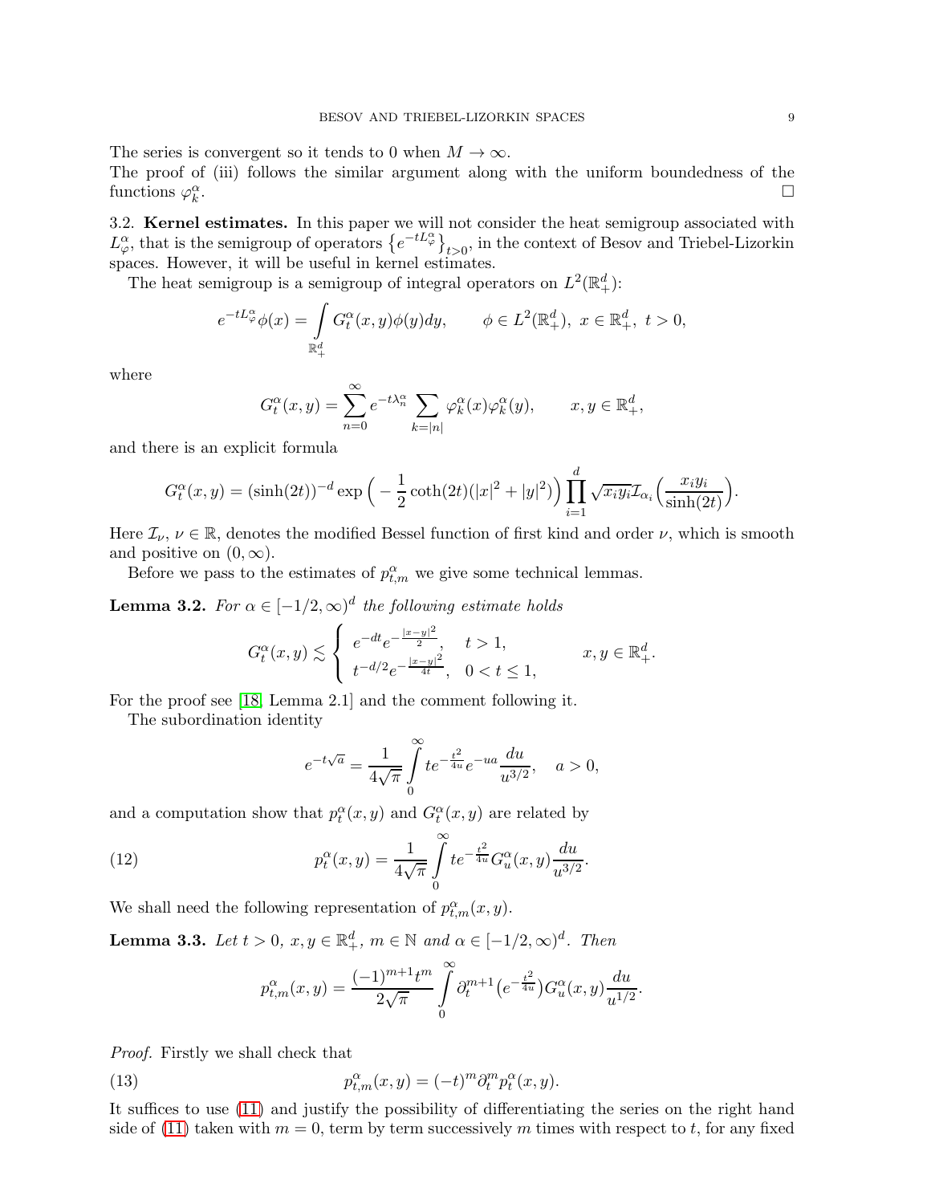The series is convergent so it tends to 0 when $M \to \infty$.
The proof of (iii) follows the similar argument along with the uniform boundedness of the functions $\varphi_k^\alpha$. $\square$

3.2. **Kernel estimates.** In this paper we will not consider the heat semigroup associated with $L_\varphi^\alpha$, that is the semigroup of operators $\{e^{-tL_\varphi^\alpha}\}_{t>0}$, in the context of Besov and Triebel-Lizorkin spaces. However, it will be useful in kernel estimates.

The heat semigroup is a semigroup of integral operators on $L^2(\mathbb{R}^d_+)$:

$$e^{-tL_\varphi^\alpha}\phi(x) = \int_{\mathbb{R}^d_+} G_t^\alpha(x,y)\phi(y)dy, \qquad \phi \in L^2(\mathbb{R}^d_+),\ x \in \mathbb{R}^d_+,\ t > 0,$$

where

$$G_t^\alpha(x,y) = \sum_{n=0}^\infty e^{-t\lambda_n^\alpha} \sum_{k=|n|} \varphi_k^\alpha(x)\varphi_k^\alpha(y), \qquad x, y \in \mathbb{R}^d_+,$$

and there is an explicit formula

$$G_t^\alpha(x,y) = (\sinh(2t))^{-d} \exp\Big( -\frac{1}{2}\coth(2t)(|x|^2+|y|^2)\Big) \prod_{i=1}^d \sqrt{x_iy_i}\,\mathcal{I}_{\alpha_i}\Big(\frac{x_iy_i}{\sinh(2t)}\Big).$$

Here $\mathcal{I}_\nu$, $\nu \in \mathbb{R}$, denotes the modified Bessel function of first kind and order $\nu$, which is smooth and positive on $(0,\infty)$.

Before we pass to the estimates of $p_{t,m}^\alpha$ we give some technical lemmas.

**Lemma 3.2.** *For $\alpha \in [-1/2,\infty)^d$ the following estimate holds*

$$G_t^\alpha(x,y) \lesssim \begin{cases} e^{-dt}e^{-\frac{|x-y|^2}{2}}, & t > 1, \\ t^{-d/2}e^{-\frac{|x-y|^2}{4t}}, & 0 < t \le 1, \end{cases} \qquad x, y \in \mathbb{R}^d_+.$$

For the proof see [18, Lemma 2.1] and the comment following it.

The subordination identity

$$e^{-t\sqrt{a}} = \frac{1}{4\sqrt{\pi}} \int_0^\infty t e^{-\frac{t^2}{4u}} e^{-ua} \frac{du}{u^{3/2}}, \quad a > 0,$$

and a computation show that $p_t^\alpha(x,y)$ and $G_t^\alpha(x,y)$ are related by

$$p_t^\alpha(x,y) = \frac{1}{4\sqrt{\pi}} \int_0^\infty t e^{-\frac{t^2}{4u}} G_u^\alpha(x,y) \frac{du}{u^{3/2}}. \tag{12}$$

We shall need the following representation of $p_{t,m}^\alpha(x,y)$.

**Lemma 3.3.** *Let $t > 0$, $x, y \in \mathbb{R}^d_+$, $m \in \mathbb{N}$ and $\alpha \in [-1/2,\infty)^d$. Then*

$$p_{t,m}^\alpha(x,y) = \frac{(-1)^{m+1}t^m}{2\sqrt{\pi}} \int_0^\infty \partial_t^{m+1}\big(e^{-\frac{t^2}{4u}}\big) G_u^\alpha(x,y) \frac{du}{u^{1/2}}.$$

*Proof.* Firstly we shall check that

$$p_{t,m}^\alpha(x,y) = (-t)^m \partial_t^m p_t^\alpha(x,y). \tag{13}$$

It suffices to use (11) and justify the possibility of differentiating the series on the right hand side of (11) taken with $m = 0$, term by term successively $m$ times with respect to $t$, for any fixed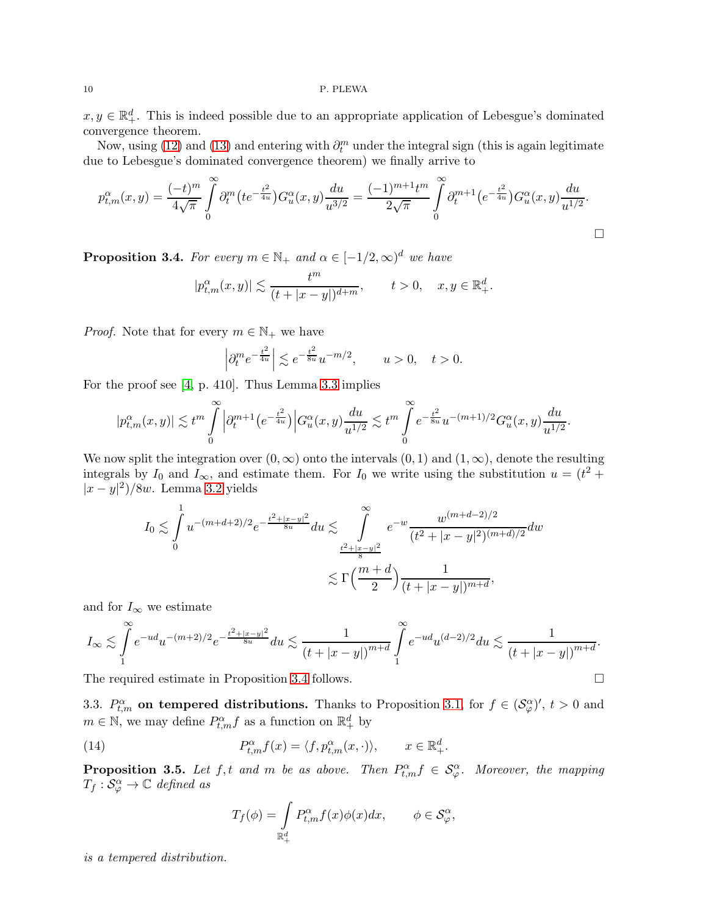$x, y \in \mathbb{R}^d_+$. This is indeed possible due to an appropriate application of Lebesgue's dominated convergence theorem.

Now, using (12) and (13) and entering with $\partial_t^m$ under the integral sign (this is again legitimate due to Lebesgue's dominated convergence theorem) we finally arrive to

$$p^\alpha_{t,m}(x,y) = \frac{(-t)^m}{4\sqrt{\pi}} \int_0^\infty \partial_t^m \big(te^{-\frac{t^2}{4u}}\big) G^\alpha_u(x,y) \frac{du}{u^{3/2}} = \frac{(-1)^{m+1} t^m}{2\sqrt{\pi}} \int_0^\infty \partial_t^{m+1} \big(e^{-\frac{t^2}{4u}}\big) G^\alpha_u(x,y) \frac{du}{u^{1/2}}.$$

□

**Proposition 3.4.** *For every $m \in \mathbb{N}_+$ and $\alpha \in [-1/2, \infty)^d$ we have*

$$|p^\alpha_{t,m}(x,y)| \lesssim \frac{t^m}{(t + |x-y|)^{d+m}}, \qquad t > 0, \quad x, y \in \mathbb{R}^d_+.$$

*Proof.* Note that for every $m \in \mathbb{N}_+$ we have

$$\Big| \partial_t^m e^{-\frac{t^2}{4u}} \Big| \lesssim e^{-\frac{t^2}{8u}} u^{-m/2}, \qquad u > 0, \quad t > 0.$$

For the proof see [4, p. 410]. Thus Lemma 3.3 implies

$$|p^\alpha_{t,m}(x,y)| \lesssim t^m \int_0^\infty \Big| \partial_t^{m+1} \big(e^{-\frac{t^2}{4u}}\big) \Big| G^\alpha_u(x,y) \frac{du}{u^{1/2}} \lesssim t^m \int_0^\infty e^{-\frac{t^2}{8u}} u^{-(m+1)/2} G^\alpha_u(x,y) \frac{du}{u^{1/2}}.$$

We now split the integration over $(0, \infty)$ onto the intervals $(0,1)$ and $(1, \infty)$, denote the resulting integrals by $I_0$ and $I_\infty$, and estimate them. For $I_0$ we write using the substitution $u = (t^2 + |x-y|^2)/8w$. Lemma 3.2 yields

$$I_0 \lesssim \int_0^1 u^{-(m+d+2)/2} e^{-\frac{t^2 + |x-y|^2}{8u}} du \lesssim \int_{\frac{t^2+|x-y|^2}{8}}^\infty e^{-w} \frac{w^{(m+d-2)/2}}{(t^2 + |x-y|^2)^{(m+d)/2}} dw$$
$$\lesssim \Gamma\Big(\frac{m+d}{2}\Big) \frac{1}{(t + |x-y|)^{m+d}},$$

and for $I_\infty$ we estimate

$$I_\infty \lesssim \int_1^\infty e^{-ud} u^{-(m+2)/2} e^{-\frac{t^2+|x-y|^2}{8u}} du \lesssim \frac{1}{(t + |x-y|)^{m+d}} \int_1^\infty e^{-ud} u^{(d-2)/2} du \lesssim \frac{1}{(t + |x-y|)^{m+d}}.$$

The required estimate in Proposition 3.4 follows. □

3.3. $P^\alpha_{t,m}$ **on tempered distributions.** Thanks to Proposition 3.1, for $f \in (\mathcal{S}^\alpha_\varphi)'$, $t > 0$ and $m \in \mathbb{N}$, we may define $P^\alpha_{t,m} f$ as a function on $\mathbb{R}^d_+$ by

$$P^\alpha_{t,m} f(x) = \langle f, p^\alpha_{t,m}(x, \cdot) \rangle, \qquad x \in \mathbb{R}^d_+. \tag{14}$$

**Proposition 3.5.** *Let $f, t$ and $m$ be as above. Then $P^\alpha_{t,m} f \in \mathcal{S}^\alpha_\varphi$. Moreover, the mapping $T_f : \mathcal{S}^\alpha_\varphi \to \mathbb{C}$ defined as*

$$T_f(\phi) = \int_{\mathbb{R}^d_+} P^\alpha_{t,m} f(x) \phi(x) dx, \qquad \phi \in \mathcal{S}^\alpha_\varphi,$$

*is a tempered distribution.*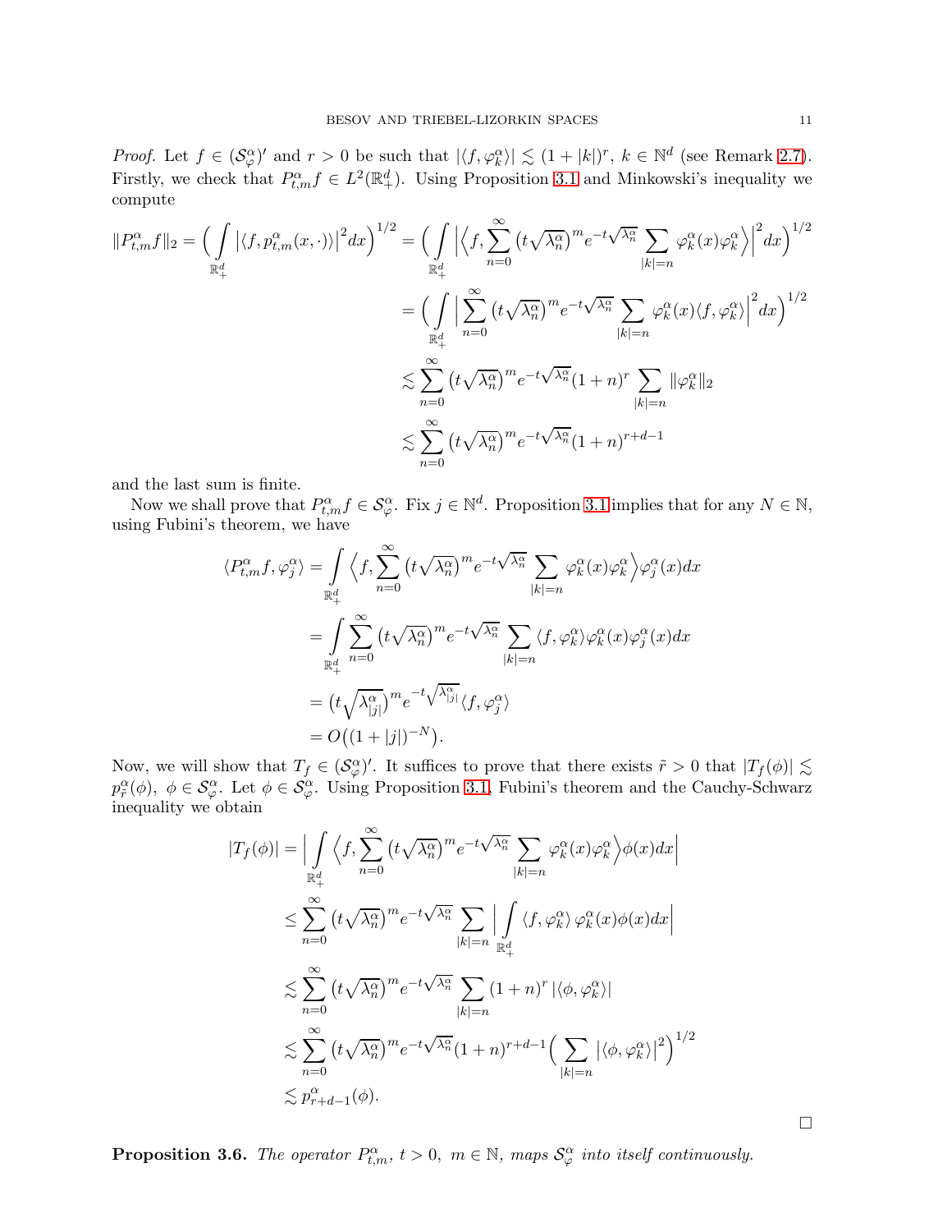*Proof.* Let $f \in (\mathcal{S}^\alpha_\varphi)'$ and $r > 0$ be such that $|\langle f, \varphi^\alpha_k \rangle| \lesssim (1+|k|)^r$, $k \in \mathbb{N}^d$ (see Remark 2.7). Firstly, we check that $P^\alpha_{t,m} f \in L^2(\mathbb{R}^d_+)$. Using Proposition 3.1 and Minkowski's inequality we compute

$$
\begin{aligned}
\|P^\alpha_{t,m} f\|_2 = \Big( \int_{\mathbb{R}^d_+} \big| \langle f, p^\alpha_{t,m}(x, \cdot) \rangle \big|^2 dx \Big)^{1/2} &= \Big( \int_{\mathbb{R}^d_+} \Big| \Big\langle f, \sum_{n=0}^\infty \big(t\sqrt{\lambda^\alpha_n}\big)^m e^{-t\sqrt{\lambda^\alpha_n}} \sum_{|k|=n} \varphi^\alpha_k(x) \varphi^\alpha_k \Big\rangle \Big|^2 dx \Big)^{1/2} \\
&= \Big( \int_{\mathbb{R}^d_+} \Big| \sum_{n=0}^\infty \big(t\sqrt{\lambda^\alpha_n}\big)^m e^{-t\sqrt{\lambda^\alpha_n}} \sum_{|k|=n} \varphi^\alpha_k(x) \langle f, \varphi^\alpha_k \rangle \Big|^2 dx \Big)^{1/2} \\
&\lesssim \sum_{n=0}^\infty \big(t\sqrt{\lambda^\alpha_n}\big)^m e^{-t\sqrt{\lambda^\alpha_n}} (1+n)^r \sum_{|k|=n} \|\varphi^\alpha_k\|_2 \\
&\lesssim \sum_{n=0}^\infty \big(t\sqrt{\lambda^\alpha_n}\big)^m e^{-t\sqrt{\lambda^\alpha_n}} (1+n)^{r+d-1}
\end{aligned}
$$

and the last sum is finite.

Now we shall prove that $P^\alpha_{t,m} f \in \mathcal{S}^\alpha_\varphi$. Fix $j \in \mathbb{N}^d$. Proposition 3.1 implies that for any $N \in \mathbb{N}$, using Fubini's theorem, we have

$$
\begin{aligned}
\langle P^\alpha_{t,m} f, \varphi^\alpha_j \rangle &= \int_{\mathbb{R}^d_+} \Big\langle f, \sum_{n=0}^\infty \big(t\sqrt{\lambda^\alpha_n}\big)^m e^{-t\sqrt{\lambda^\alpha_n}} \sum_{|k|=n} \varphi^\alpha_k(x) \varphi^\alpha_k \Big\rangle \varphi^\alpha_j(x) dx \\
&= \int_{\mathbb{R}^d_+} \sum_{n=0}^\infty \big(t\sqrt{\lambda^\alpha_n}\big)^m e^{-t\sqrt{\lambda^\alpha_n}} \sum_{|k|=n} \langle f, \varphi^\alpha_k \rangle \varphi^\alpha_k(x) \varphi^\alpha_j(x) dx \\
&= \big(t\sqrt{\lambda^\alpha_{|j|}}\big)^m e^{-t\sqrt{\lambda^\alpha_{|j|}}} \langle f, \varphi^\alpha_j \rangle \\
&= O\big((1+|j|)^{-N}\big).
\end{aligned}
$$

Now, we will show that $T_f \in (\mathcal{S}^\alpha_\varphi)'$. It suffices to prove that there exists $\tilde{r} > 0$ that $|T_f(\phi)| \lesssim p^\alpha_{\tilde{r}}(\phi)$, $\phi \in \mathcal{S}^\alpha_\varphi$. Let $\phi \in \mathcal{S}^\alpha_\varphi$. Using Proposition 3.1, Fubini's theorem and the Cauchy-Schwarz inequality we obtain

$$
\begin{aligned}
|T_f(\phi)| &= \Big| \int_{\mathbb{R}^d_+} \Big\langle f, \sum_{n=0}^\infty \big(t\sqrt{\lambda^\alpha_n}\big)^m e^{-t\sqrt{\lambda^\alpha_n}} \sum_{|k|=n} \varphi^\alpha_k(x) \varphi^\alpha_k \Big\rangle \phi(x) dx \Big| \\
&\le \sum_{n=0}^\infty \big(t\sqrt{\lambda^\alpha_n}\big)^m e^{-t\sqrt{\lambda^\alpha_n}} \sum_{|k|=n} \Big| \int_{\mathbb{R}^d_+} \langle f, \varphi^\alpha_k \rangle \, \varphi^\alpha_k(x) \phi(x) dx \Big| \\
&\lesssim \sum_{n=0}^\infty \big(t\sqrt{\lambda^\alpha_n}\big)^m e^{-t\sqrt{\lambda^\alpha_n}} \sum_{|k|=n} (1+n)^r \, |\langle \phi, \varphi^\alpha_k \rangle| \\
&\lesssim \sum_{n=0}^\infty \big(t\sqrt{\lambda^\alpha_n}\big)^m e^{-t\sqrt{\lambda^\alpha_n}} (1+n)^{r+d-1} \Big( \sum_{|k|=n} \big|\langle \phi, \varphi^\alpha_k \rangle\big|^2 \Big)^{1/2} \\
&\lesssim p^\alpha_{r+d-1}(\phi).
\end{aligned}
$$

□

**Proposition 3.6.** *The operator $P^\alpha_{t,m}$, $t > 0$, $m \in \mathbb{N}$, maps $\mathcal{S}^\alpha_\varphi$ into itself continuously.*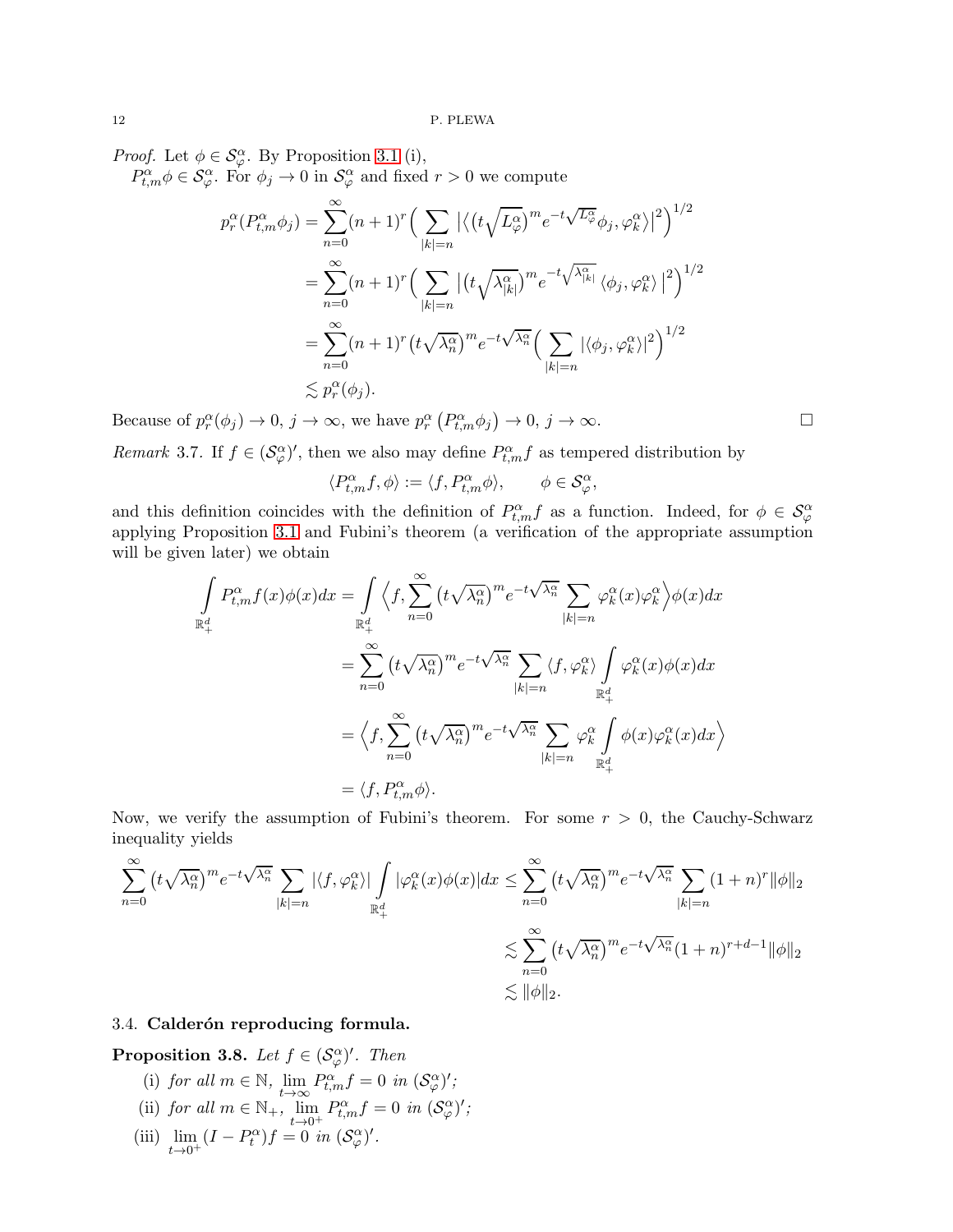*Proof.* Let $\phi \in \mathcal{S}_\varphi^\alpha$. By Proposition 3.1 (i),
$P_{t,m}^\alpha \phi \in \mathcal{S}_\varphi^\alpha$. For $\phi_j \to 0$ in $\mathcal{S}_\varphi^\alpha$ and fixed $r > 0$ we compute

$$
\begin{aligned}
p_r^\alpha(P_{t,m}^\alpha \phi_j) &= \sum_{n=0}^{\infty} (n+1)^r \Big( \sum_{|k|=n} \big| \big\langle \big(t\sqrt{L_\varphi^\alpha}\big)^m e^{-t\sqrt{L_\varphi^\alpha}} \phi_j, \varphi_k^\alpha \big\rangle \big|^2 \Big)^{1/2} \\
&= \sum_{n=0}^{\infty} (n+1)^r \Big( \sum_{|k|=n} \big| \big(t\sqrt{\lambda_{|k|}^\alpha}\big)^m e^{-t\sqrt{\lambda_{|k|}^\alpha}} \langle \phi_j, \varphi_k^\alpha \rangle \big|^2 \Big)^{1/2} \\
&= \sum_{n=0}^{\infty} (n+1)^r \big(t\sqrt{\lambda_n^\alpha}\big)^m e^{-t\sqrt{\lambda_n^\alpha}} \Big( \sum_{|k|=n} |\langle \phi_j, \varphi_k^\alpha \rangle|^2 \Big)^{1/2} \\
&\lesssim p_r^\alpha(\phi_j).
\end{aligned}
$$

Because of $p_r^\alpha(\phi_j) \to 0$, $j \to \infty$, we have $p_r^\alpha\left(P_{t,m}^\alpha \phi_j\right) \to 0$, $j \to \infty$. $\square$

*Remark* 3.7. If $f \in (\mathcal{S}_\varphi^\alpha)'$, then we also may define $P_{t,m}^\alpha f$ as tempered distribution by

$$
\langle P_{t,m}^\alpha f, \phi \rangle := \langle f, P_{t,m}^\alpha \phi \rangle, \qquad \phi \in \mathcal{S}_\varphi^\alpha,
$$

and this definition coincides with the definition of $P_{t,m}^\alpha f$ as a function. Indeed, for $\phi \in \mathcal{S}_\varphi^\alpha$ applying Proposition 3.1 and Fubini's theorem (a verification of the appropriate assumption will be given later) we obtain

$$
\begin{aligned}
\int_{\mathbb{R}_+^d} P_{t,m}^\alpha f(x) \phi(x) dx &= \int_{\mathbb{R}_+^d} \Big\langle f, \sum_{n=0}^{\infty} \big(t\sqrt{\lambda_n^\alpha}\big)^m e^{-t\sqrt{\lambda_n^\alpha}} \sum_{|k|=n} \varphi_k^\alpha(x) \varphi_k^\alpha \Big\rangle \phi(x) dx \\
&= \sum_{n=0}^{\infty} \big(t\sqrt{\lambda_n^\alpha}\big)^m e^{-t\sqrt{\lambda_n^\alpha}} \sum_{|k|=n} \langle f, \varphi_k^\alpha \rangle \int_{\mathbb{R}_+^d} \varphi_k^\alpha(x) \phi(x) dx \\
&= \Big\langle f, \sum_{n=0}^{\infty} \big(t\sqrt{\lambda_n^\alpha}\big)^m e^{-t\sqrt{\lambda_n^\alpha}} \sum_{|k|=n} \varphi_k^\alpha \int_{\mathbb{R}_+^d} \phi(x) \varphi_k^\alpha(x) dx \Big\rangle \\
&= \langle f, P_{t,m}^\alpha \phi \rangle.
\end{aligned}
$$

Now, we verify the assumption of Fubini's theorem. For some $r > 0$, the Cauchy-Schwarz inequality yields

$$
\begin{aligned}
\sum_{n=0}^{\infty} \big(t\sqrt{\lambda_n^\alpha}\big)^m e^{-t\sqrt{\lambda_n^\alpha}} \sum_{|k|=n} |\langle f, \varphi_k^\alpha \rangle| \int_{\mathbb{R}_+^d} |\varphi_k^\alpha(x) \phi(x)| dx &\leq \sum_{n=0}^{\infty} \big(t\sqrt{\lambda_n^\alpha}\big)^m e^{-t\sqrt{\lambda_n^\alpha}} \sum_{|k|=n} (1+n)^r \|\phi\|_2 \\
&\lesssim \sum_{n=0}^{\infty} \big(t\sqrt{\lambda_n^\alpha}\big)^m e^{-t\sqrt{\lambda_n^\alpha}} (1+n)^{r+d-1} \|\phi\|_2 \\
&\lesssim \|\phi\|_2.
\end{aligned}
$$

### 3.4. Calderón reproducing formula.

**Proposition 3.8.** *Let $f \in (\mathcal{S}_\varphi^\alpha)'$. Then*

(i) *for all $m \in \mathbb{N}$, $\lim_{t \to \infty} P_{t,m}^\alpha f = 0$ in $(\mathcal{S}_\varphi^\alpha)'$;*

(ii) *for all $m \in \mathbb{N}_+$, $\lim_{t \to 0^+} P_{t,m}^\alpha f = 0$ in $(\mathcal{S}_\varphi^\alpha)'$;*

(iii) $\lim_{t \to 0^+} (I - P_t^\alpha) f = 0$ *in $(\mathcal{S}_\varphi^\alpha)'$.*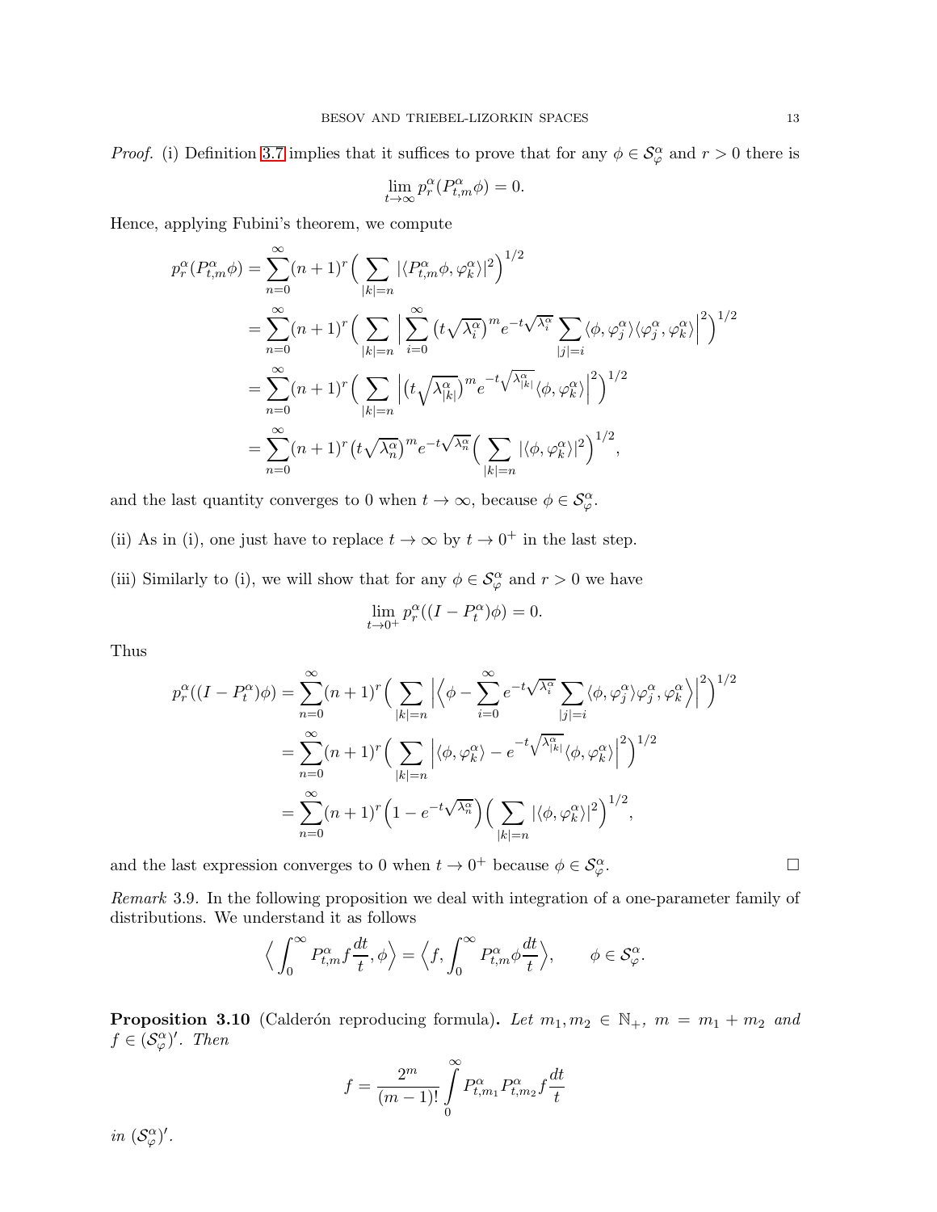*Proof.* (i) Definition 3.7 implies that it suffices to prove that for any $\phi \in \mathcal{S}^\alpha_\varphi$ and $r > 0$ there is

$$\lim_{t\to\infty} p^\alpha_r(P^\alpha_{t,m}\phi) = 0.$$

Hence, applying Fubini's theorem, we compute

$$\begin{aligned}
p^\alpha_r(P^\alpha_{t,m}\phi) &= \sum_{n=0}^{\infty}(n+1)^r\Big(\sum_{|k|=n}|\langle P^\alpha_{t,m}\phi, \varphi^\alpha_k\rangle|^2\Big)^{1/2} \\
&= \sum_{n=0}^{\infty}(n+1)^r\Big(\sum_{|k|=n}\Big|\sum_{i=0}^{\infty}\big(t\sqrt{\lambda^\alpha_i}\big)^m e^{-t\sqrt{\lambda^\alpha_i}}\sum_{|j|=i}\langle\phi,\varphi^\alpha_j\rangle\langle\varphi^\alpha_j,\varphi^\alpha_k\rangle\Big|^2\Big)^{1/2} \\
&= \sum_{n=0}^{\infty}(n+1)^r\Big(\sum_{|k|=n}\Big|\big(t\sqrt{\lambda^\alpha_{|k|}}\big)^m e^{-t\sqrt{\lambda^\alpha_{|k|}}}\langle\phi,\varphi^\alpha_k\rangle\Big|^2\Big)^{1/2} \\
&= \sum_{n=0}^{\infty}(n+1)^r\big(t\sqrt{\lambda^\alpha_n}\big)^m e^{-t\sqrt{\lambda^\alpha_n}}\Big(\sum_{|k|=n}|\langle\phi,\varphi^\alpha_k\rangle|^2\Big)^{1/2},
\end{aligned}$$

and the last quantity converges to 0 when $t\to\infty$, because $\phi\in\mathcal{S}^\alpha_\varphi$.

(ii) As in (i), one just have to replace $t\to\infty$ by $t\to 0^+$ in the last step.

(iii) Similarly to (i), we will show that for any $\phi \in \mathcal{S}^\alpha_\varphi$ and $r>0$ we have

$$\lim_{t\to 0^+} p^\alpha_r((I-P^\alpha_t)\phi) = 0.$$

Thus

$$\begin{aligned}
p^\alpha_r((I-P^\alpha_t)\phi) &= \sum_{n=0}^{\infty}(n+1)^r\Big(\sum_{|k|=n}\Big|\Big\langle\phi-\sum_{i=0}^{\infty}e^{-t\sqrt{\lambda^\alpha_i}}\sum_{|j|=i}\langle\phi,\varphi^\alpha_j\rangle\varphi^\alpha_j,\varphi^\alpha_k\Big\rangle\Big|^2\Big)^{1/2} \\
&= \sum_{n=0}^{\infty}(n+1)^r\Big(\sum_{|k|=n}\Big|\langle\phi,\varphi^\alpha_k\rangle - e^{-t\sqrt{\lambda^\alpha_{|k|}}}\langle\phi,\varphi^\alpha_k\rangle\Big|^2\Big)^{1/2} \\
&= \sum_{n=0}^{\infty}(n+1)^r\Big(1-e^{-t\sqrt{\lambda^\alpha_n}}\Big)\Big(\sum_{|k|=n}|\langle\phi,\varphi^\alpha_k\rangle|^2\Big)^{1/2},
\end{aligned}$$

and the last expression converges to 0 when $t\to 0^+$ because $\phi\in\mathcal{S}^\alpha_\varphi$. □

*Remark* 3.9. In the following proposition we deal with integration of a one-parameter family of distributions. We understand it as follows

$$\Big\langle\int_0^\infty P^\alpha_{t,m}f\frac{dt}{t},\phi\Big\rangle = \Big\langle f,\int_0^\infty P^\alpha_{t,m}\phi\frac{dt}{t}\Big\rangle, \qquad \phi\in\mathcal{S}^\alpha_\varphi.$$

**Proposition 3.10** (Calderón reproducing formula)**.** *Let $m_1, m_2 \in \mathbb{N}_+$, $m = m_1+m_2$ and $f \in (\mathcal{S}^\alpha_\varphi)'$. Then*

$$f = \frac{2^m}{(m-1)!}\int_0^\infty P^\alpha_{t,m_1}P^\alpha_{t,m_2}f\frac{dt}{t}$$

*in $(\mathcal{S}^\alpha_\varphi)'$.*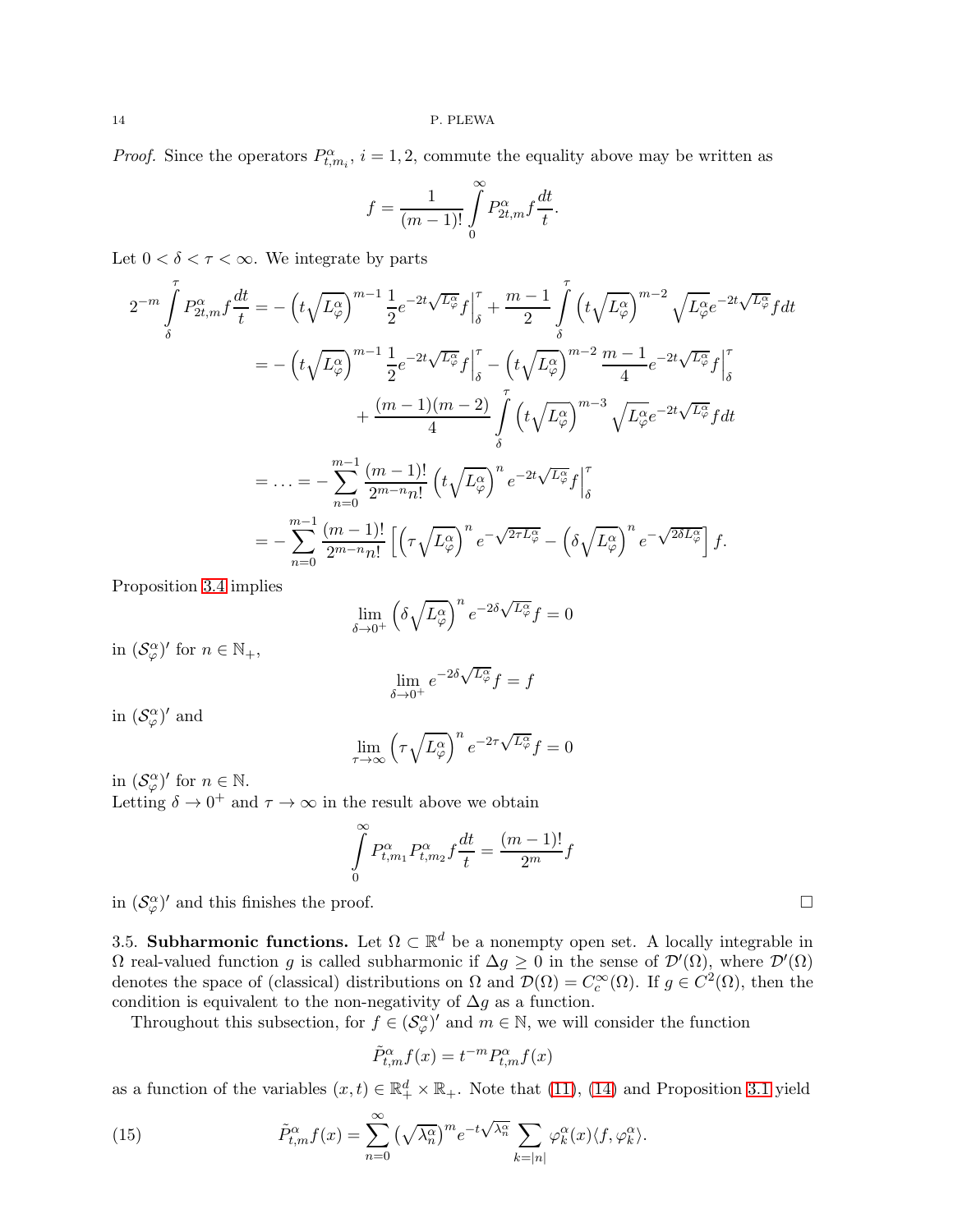*Proof.* Since the operators $P^\alpha_{t,m_i}$, $i=1,2$, commute the equality above may be written as

$$f = \frac{1}{(m-1)!}\int\limits_0^\infty P^\alpha_{2t,m} f \frac{dt}{t}.$$

Let $0<\delta<\tau<\infty$. We integrate by parts

$$\begin{aligned}
2^{-m}\int\limits_\delta^\tau P^\alpha_{2t,m} f\frac{dt}{t} &= -\left(t\sqrt{L^\alpha_\varphi}\right)^{m-1}\frac{1}{2}e^{-2t\sqrt{L^\alpha_\varphi}}f\Big|_\delta^\tau + \frac{m-1}{2}\int\limits_\delta^\tau \left(t\sqrt{L^\alpha_\varphi}\right)^{m-2}\sqrt{L^\alpha_\varphi}e^{-2t\sqrt{L^\alpha_\varphi}}f\,dt \\
&= -\left(t\sqrt{L^\alpha_\varphi}\right)^{m-1}\frac{1}{2}e^{-2t\sqrt{L^\alpha_\varphi}}f\Big|_\delta^\tau - \left(t\sqrt{L^\alpha_\varphi}\right)^{m-2}\frac{m-1}{4}e^{-2t\sqrt{L^\alpha_\varphi}}f\Big|_\delta^\tau \\
&\qquad + \frac{(m-1)(m-2)}{4}\int\limits_\delta^\tau \left(t\sqrt{L^\alpha_\varphi}\right)^{m-3}\sqrt{L^\alpha_\varphi}e^{-2t\sqrt{L^\alpha_\varphi}}f\,dt \\
&= \ldots = -\sum_{n=0}^{m-1}\frac{(m-1)!}{2^{m-n}n!}\left(t\sqrt{L^\alpha_\varphi}\right)^n e^{-2t\sqrt{L^\alpha_\varphi}}f\Big|_\delta^\tau \\
&= -\sum_{n=0}^{m-1}\frac{(m-1)!}{2^{m-n}n!}\left[\left(\tau\sqrt{L^\alpha_\varphi}\right)^n e^{-\sqrt{2\tau L^\alpha_\varphi}} - \left(\delta\sqrt{L^\alpha_\varphi}\right)^n e^{-\sqrt{2\delta L^\alpha_\varphi}}\right]f.
\end{aligned}$$

Proposition 3.4 implies

$$\lim_{\delta\to 0^+}\left(\delta\sqrt{L^\alpha_\varphi}\right)^n e^{-2\delta\sqrt{L^\alpha_\varphi}}f = 0$$

in $(\mathcal{S}^\alpha_\varphi)'$ for $n\in\mathbb{N}_+$,

$$\lim_{\delta\to 0^+} e^{-2\delta\sqrt{L^\alpha_\varphi}}f = f$$

in $(\mathcal{S}^\alpha_\varphi)'$ and

$$\lim_{\tau\to\infty}\left(\tau\sqrt{L^\alpha_\varphi}\right)^n e^{-2\tau\sqrt{L^\alpha_\varphi}}f = 0$$

in $(\mathcal{S}^\alpha_\varphi)'$ for $n\in\mathbb{N}$.
Letting $\delta\to 0^+$ and $\tau\to\infty$ in the result above we obtain

$$\int\limits_0^\infty P^\alpha_{t,m_1}P^\alpha_{t,m_2}f\frac{dt}{t} = \frac{(m-1)!}{2^m}f$$

in $(\mathcal{S}^\alpha_\varphi)'$ and this finishes the proof. $\square$

3.5. **Subharmonic functions.** Let $\Omega\subset\mathbb{R}^d$ be a nonempty open set. A locally integrable in $\Omega$ real-valued function $g$ is called subharmonic if $\Delta g\geq 0$ in the sense of $\mathcal{D}'(\Omega)$, where $\mathcal{D}'(\Omega)$ denotes the space of (classical) distributions on $\Omega$ and $\mathcal{D}(\Omega)=C_c^\infty(\Omega)$. If $g\in C^2(\Omega)$, then the condition is equivalent to the non-negativity of $\Delta g$ as a function.

Throughout this subsection, for $f\in(\mathcal{S}^\alpha_\varphi)'$ and $m\in\mathbb{N}$, we will consider the function

$$\tilde{P}^\alpha_{t,m}f(x) = t^{-m}P^\alpha_{t,m}f(x)$$

as a function of the variables $(x,t)\in\mathbb{R}^d_+\times\mathbb{R}_+$. Note that (11), (14) and Proposition 3.1 yield

$$\tilde{P}^\alpha_{t,m}f(x) = \sum_{n=0}^\infty\left(\sqrt{\lambda^\alpha_n}\right)^m e^{-t\sqrt{\lambda^\alpha_n}}\sum_{k=|n|}\varphi^\alpha_k(x)\langle f,\varphi^\alpha_k\rangle. \tag{15}$$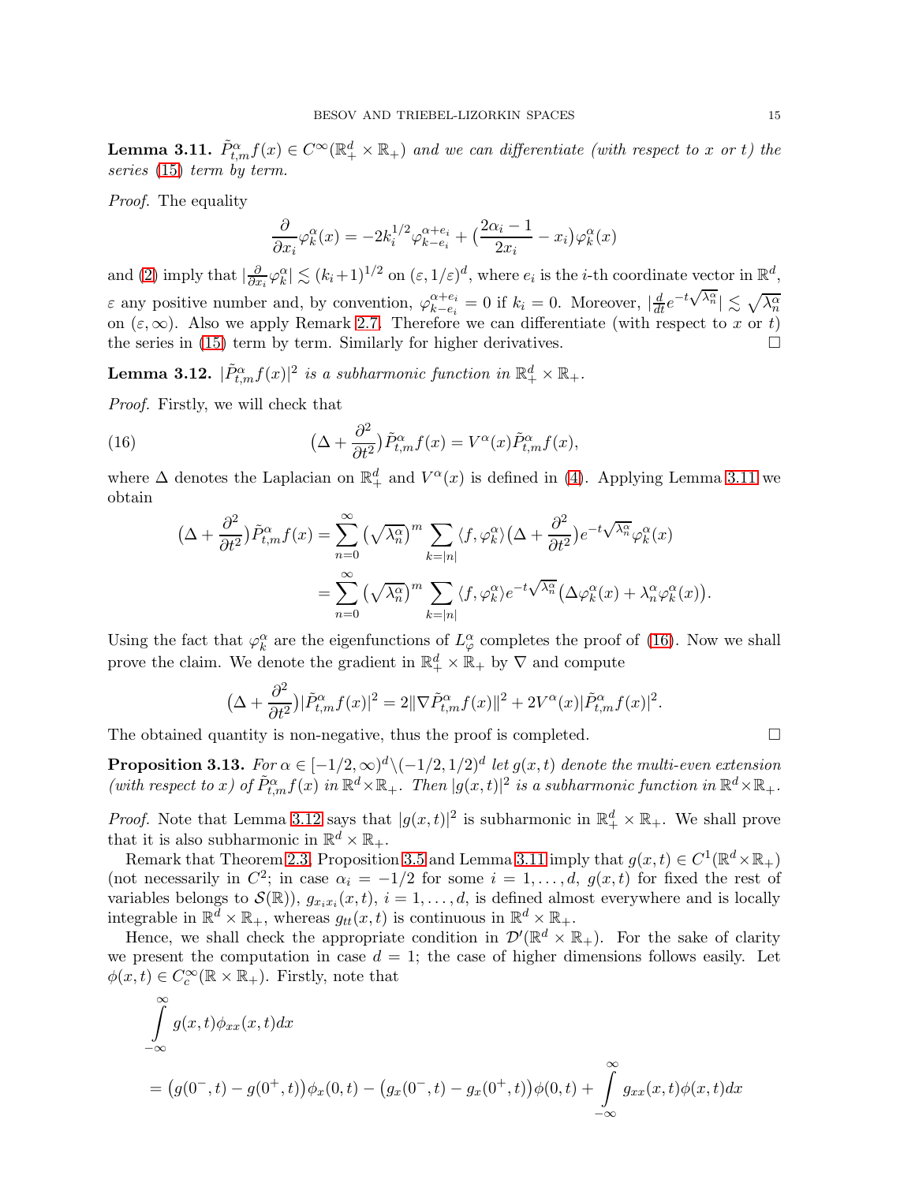**Lemma 3.11.** *$\tilde{P}^{\alpha}_{t,m}f(x) \in C^\infty(\mathbb{R}^d_+ \times \mathbb{R}_+)$ and we can differentiate (with respect to $x$ or $t$) the series (15) term by term.*

*Proof.* The equality

$$\frac{\partial}{\partial x_i}\varphi^\alpha_k(x) = -2k_i^{1/2}\varphi^{\alpha+e_i}_{k-e_i} + \big(\frac{2\alpha_i - 1}{2x_i} - x_i\big)\varphi^\alpha_k(x)$$

and (2) imply that $|\frac{\partial}{\partial x_i}\varphi^\alpha_k| \lesssim (k_i+1)^{1/2}$ on $(\varepsilon, 1/\varepsilon)^d$, where $e_i$ is the $i$-th coordinate vector in $\mathbb{R}^d$, $\varepsilon$ any positive number and, by convention, $\varphi^{\alpha+e_i}_{k-e_i} = 0$ if $k_i = 0$. Moreover, $|\frac{d}{dt}e^{-t\sqrt{\lambda^\alpha_n}}| \lesssim \sqrt{\lambda^\alpha_n}$ on $(\varepsilon, \infty)$. Also we apply Remark 2.7. Therefore we can differentiate (with respect to $x$ or $t$) the series in (15) term by term. Similarly for higher derivatives. $\square$

**Lemma 3.12.** *$|\tilde{P}^\alpha_{t,m}f(x)|^2$ is a subharmonic function in $\mathbb{R}^d_+ \times \mathbb{R}_+$.*

*Proof.* Firstly, we will check that

$$(\Delta + \frac{\partial^2}{\partial t^2})\tilde{P}^\alpha_{t,m}f(x) = V^\alpha(x)\tilde{P}^\alpha_{t,m}f(x), \tag{16}$$

where $\Delta$ denotes the Laplacian on $\mathbb{R}^d_+$ and $V^\alpha(x)$ is defined in (4). Applying Lemma 3.11 we obtain

$$\begin{aligned}(\Delta + \frac{\partial^2}{\partial t^2})\tilde{P}^\alpha_{t,m}f(x) &= \sum_{n=0}^\infty \big(\sqrt{\lambda^\alpha_n}\big)^m \sum_{k=|n|}\langle f, \varphi^\alpha_k\rangle(\Delta + \frac{\partial^2}{\partial t^2})e^{-t\sqrt{\lambda^\alpha_n}}\varphi^\alpha_k(x) \\ &= \sum_{n=0}^\infty \big(\sqrt{\lambda^\alpha_n}\big)^m \sum_{k=|n|}\langle f, \varphi^\alpha_k\rangle e^{-t\sqrt{\lambda^\alpha_n}}\big(\Delta\varphi^\alpha_k(x) + \lambda^\alpha_n\varphi^\alpha_k(x)\big).\end{aligned}$$

Using the fact that $\varphi^\alpha_k$ are the eigenfunctions of $L^\alpha_\varphi$ completes the proof of (16). Now we shall prove the claim. We denote the gradient in $\mathbb{R}^d_+ \times \mathbb{R}_+$ by $\nabla$ and compute

$$\big(\Delta + \frac{\partial^2}{\partial t^2}\big)|\tilde{P}^\alpha_{t,m}f(x)|^2 = 2\|\nabla\tilde{P}^\alpha_{t,m}f(x)\|^2 + 2V^\alpha(x)|\tilde{P}^\alpha_{t,m}f(x)|^2.$$

The obtained quantity is non-negative, thus the proof is completed. $\square$

**Proposition 3.13.** *For $\alpha \in [-1/2, \infty)^d \backslash (-1/2, 1/2)^d$ let $g(x,t)$ denote the multi-even extension (with respect to $x$) of $\tilde{P}^\alpha_{t,m}f(x)$ in $\mathbb{R}^d \times \mathbb{R}_+$. Then $|g(x,t)|^2$ is a subharmonic function in $\mathbb{R}^d \times \mathbb{R}_+$.*

*Proof.* Note that Lemma 3.12 says that $|g(x,t)|^2$ is subharmonic in $\mathbb{R}^d_+ \times \mathbb{R}_+$. We shall prove that it is also subharmonic in $\mathbb{R}^d \times \mathbb{R}_+$.

Remark that Theorem 2.3, Proposition 3.5 and Lemma 3.11 imply that $g(x,t) \in C^1(\mathbb{R}^d \times \mathbb{R}_+)$ (not necessarily in $C^2$; in case $\alpha_i = -1/2$ for some $i = 1, \ldots, d$, $g(x,t)$ for fixed the rest of variables belongs to $\mathcal{S}(\mathbb{R})$), $g_{x_ix_i}(x,t)$, $i = 1, \ldots, d$, is defined almost everywhere and is locally integrable in $\mathbb{R}^d \times \mathbb{R}_+$, whereas $g_{tt}(x,t)$ is continuous in $\mathbb{R}^d \times \mathbb{R}_+$.

Hence, we shall check the appropriate condition in $\mathcal{D}'(\mathbb{R}^d \times \mathbb{R}_+)$. For the sake of clarity we present the computation in case $d = 1$; the case of higher dimensions follows easily. Let $\phi(x,t) \in C^\infty_c(\mathbb{R} \times \mathbb{R}_+)$. Firstly, note that

$$\begin{aligned}&\int_{-\infty}^{\infty} g(x,t)\phi_{xx}(x,t)dx \\ &= \big(g(0^-,t) - g(0^+,t)\big)\phi_x(0,t) - \big(g_x(0^-,t) - g_x(0^+,t)\big)\phi(0,t) + \int_{-\infty}^{\infty} g_{xx}(x,t)\phi(x,t)dx\end{aligned}$$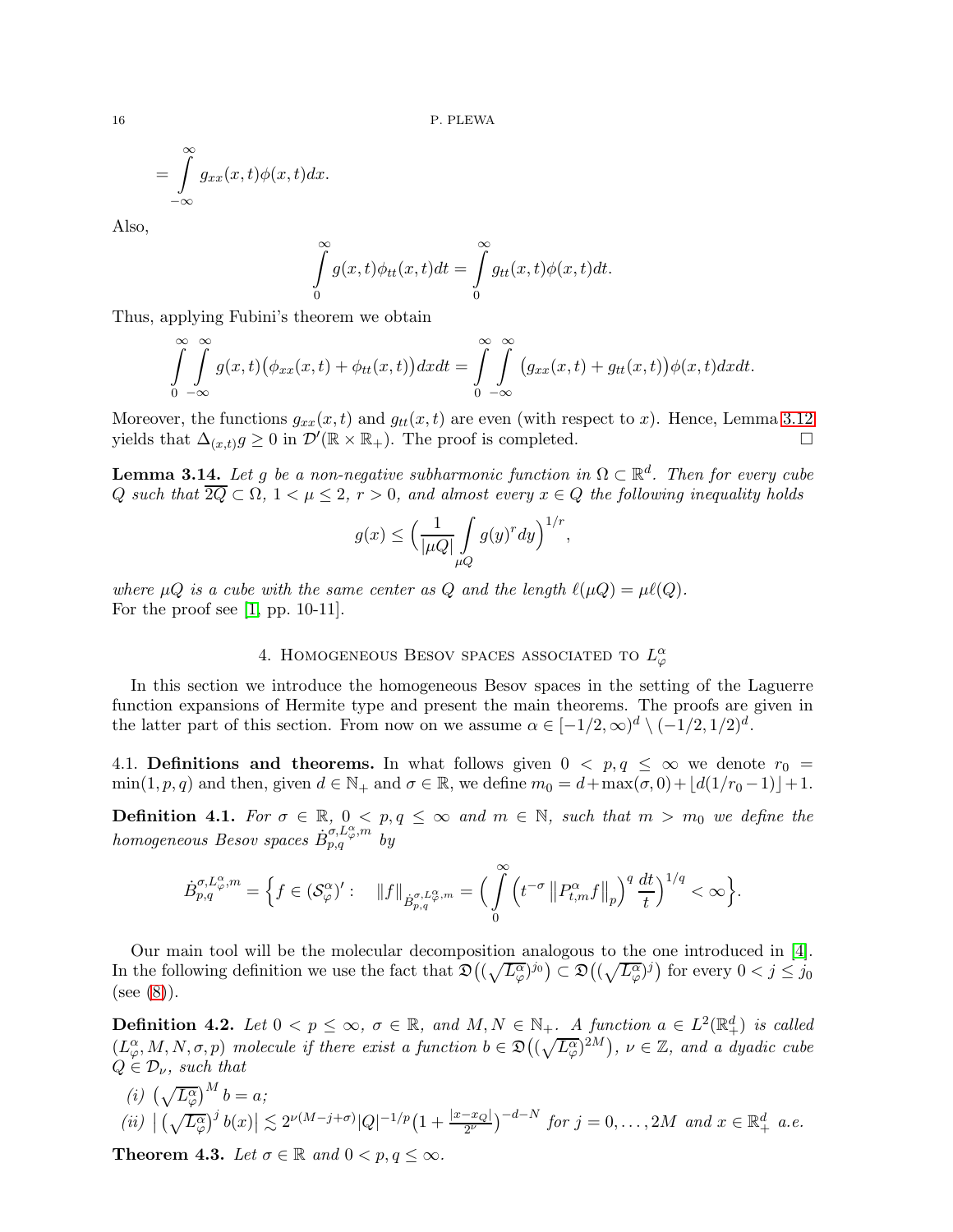$$= \int_{-\infty}^{\infty} g_{xx}(x,t)\phi(x,t)dx.$$

Also,

$$\int_{0}^{\infty} g(x,t)\phi_{tt}(x,t)dt = \int_{0}^{\infty} g_{tt}(x,t)\phi(x,t)dt.$$

Thus, applying Fubini's theorem we obtain

$$\int_{0}^{\infty}\int_{-\infty}^{\infty} g(x,t)\big(\phi_{xx}(x,t)+\phi_{tt}(x,t)\big)dxdt = \int_{0}^{\infty}\int_{-\infty}^{\infty} \big(g_{xx}(x,t)+g_{tt}(x,t)\big)\phi(x,t)dxdt.$$

Moreover, the functions $g_{xx}(x,t)$ and $g_{tt}(x,t)$ are even (with respect to $x$). Hence, Lemma 3.12 yields that $\Delta_{(x,t)}g \geq 0$ in $\mathcal{D}'(\mathbb{R}\times\mathbb{R}_+)$. The proof is completed. □

**Lemma 3.14.** *Let $g$ be a non-negative subharmonic function in $\Omega \subset \mathbb{R}^d$. Then for every cube $Q$ such that $\overline{2Q} \subset \Omega$, $1 < \mu \leq 2$, $r > 0$, and almost every $x \in Q$ the following inequality holds*

$$g(x) \leq \Big(\frac{1}{|\mu Q|}\int_{\mu Q} g(y)^r dy\Big)^{1/r},$$

*where $\mu Q$ is a cube with the same center as $Q$ and the length $\ell(\mu Q) = \mu \ell(Q)$.*
For the proof see [1, pp. 10-11].

## 4. Homogeneous Besov spaces associated to $L^\alpha_\varphi$

In this section we introduce the homogeneous Besov spaces in the setting of the Laguerre function expansions of Hermite type and present the main theorems. The proofs are given in the latter part of this section. From now on we assume $\alpha \in [-1/2,\infty)^d \setminus (-1/2,1/2)^d$.

### 4.1. Definitions and theorems.

In what follows given $0 < p,q \leq \infty$ we denote $r_0 = \min(1,p,q)$ and then, given $d \in \mathbb{N}_+$ and $\sigma \in \mathbb{R}$, we define $m_0 = d + \max(\sigma,0) + \lfloor d(1/r_0 - 1)\rfloor + 1$.

**Definition 4.1.** *For $\sigma \in \mathbb{R}$, $0 < p,q \leq \infty$ and $m \in \mathbb{N}$, such that $m > m_0$ we define the homogeneous Besov spaces $\dot{B}^{\sigma,L^\alpha_\varphi,m}_{p,q}$ by*

$$\dot{B}^{\sigma,L^\alpha_\varphi,m}_{p,q} = \Big\{ f \in (\mathcal{S}^\alpha_\varphi)' : \quad \|f\|_{\dot{B}^{\sigma,L^\alpha_\varphi,m}_{p,q}} = \Big(\int_0^\infty \Big(t^{-\sigma}\left\|P^\alpha_{t,m}f\right\|_p\Big)^q \frac{dt}{t}\Big)^{1/q} < \infty \Big\}.$$

Our main tool will be the molecular decomposition analogous to the one introduced in [4]. In the following definition we use the fact that $\mathfrak{D}\big((\sqrt{L^\alpha_\varphi})^{j_0}\big) \subset \mathfrak{D}\big((\sqrt{L^\alpha_\varphi})^{j}\big)$ for every $0 < j \leq j_0$ (see (8)).

**Definition 4.2.** *Let $0 < p \leq \infty$, $\sigma \in \mathbb{R}$, and $M, N \in \mathbb{N}_+$. A function $a \in L^2(\mathbb{R}^d_+)$ is called $(L^\alpha_\varphi, M, N, \sigma, p)$ molecule if there exist a function $b \in \mathfrak{D}\big((\sqrt{L^\alpha_\varphi})^{2M}\big)$, $\nu \in \mathbb{Z}$, and a dyadic cube $Q \in \mathcal{D}_\nu$, such that*

*(i) $\big(\sqrt{L^\alpha_\varphi}\big)^M b = a$;*

*(ii) $\big|\big(\sqrt{L^\alpha_\varphi}\big)^j b(x)\big| \lesssim 2^{\nu(M-j+\sigma)}|Q|^{-1/p}\big(1+\frac{|x-x_Q|}{2^\nu}\big)^{-d-N}$ for $j = 0,\ldots,2M$ and $x \in \mathbb{R}^d_+$ a.e.*

**Theorem 4.3.** *Let $\sigma \in \mathbb{R}$ and $0 < p,q \leq \infty$.*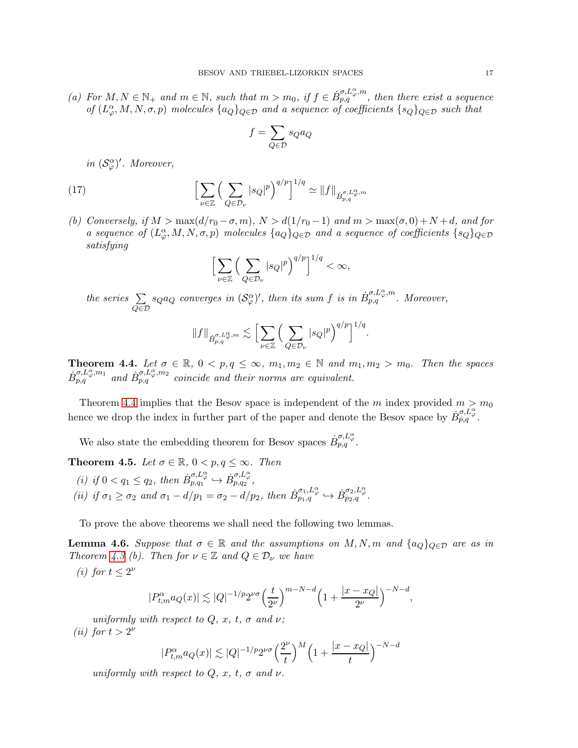*(a) For $M, N \in \mathbb{N}_+$ and $m \in \mathbb{N}$, such that $m > m_0$, if $f \in \dot{B}^{\sigma, L^\alpha_\varphi, m}_{p,q}$, then there exist a sequence of $(L^\alpha_\varphi, M, N, \sigma, p)$ molecules $\{a_Q\}_{Q\in\mathcal{D}}$ and a sequence of coefficients $\{s_Q\}_{Q\in\mathcal{D}}$ such that*

$$f = \sum_{Q\in\mathcal{D}} s_Q a_Q$$

*in $(\mathcal{S}^\alpha_\varphi)'$. Moreover,*

$$\Big[\sum_{\nu\in\mathbb{Z}}\Big(\sum_{Q\in\mathcal{D}_\nu}|s_Q|^p\Big)^{q/p}\Big]^{1/q} \simeq \|f\|_{\dot{B}^{\sigma, L^\alpha_\varphi, m}_{p,q}} \tag{17}$$

*(b) Conversely, if $M > \max(d/r_0 - \sigma, m)$, $N > d(1/r_0 - 1)$ and $m > \max(\sigma, 0) + N + d$, and for a sequence of $(L^\alpha_\varphi, M, N, \sigma, p)$ molecules $\{a_Q\}_{Q\in\mathcal{D}}$ and a sequence of coefficients $\{s_Q\}_{Q\in\mathcal{D}}$ satisfying*

$$\Big[\sum_{\nu\in\mathbb{Z}}\Big(\sum_{Q\in\mathcal{D}_\nu}|s_Q|^p\Big)^{q/p}\Big]^{1/q} < \infty,$$

*the series $\sum\limits_{Q\in\mathcal{D}} s_Q a_Q$ converges in $(\mathcal{S}^\alpha_\varphi)'$, then its sum $f$ is in $\dot{B}^{\sigma, L^\alpha_\varphi, m}_{p,q}$. Moreover,*

$$\|f\|_{\dot{B}^{\sigma, L^\alpha_\varphi, m}_{p,q}} \lesssim \Big[\sum_{\nu\in\mathbb{Z}}\Big(\sum_{Q\in\mathcal{D}_\nu}|s_Q|^p\Big)^{q/p}\Big]^{1/q}.$$

**Theorem 4.4.** *Let $\sigma \in \mathbb{R}$, $0 < p, q \leq \infty$, $m_1, m_2 \in \mathbb{N}$ and $m_1, m_2 > m_0$. Then the spaces $\dot{B}^{\sigma, L^\alpha_\varphi, m_1}_{p,q}$ and $\dot{B}^{\sigma, L^\alpha_\varphi, m_2}_{p,q}$ coincide and their norms are equivalent.*

Theorem 4.4 implies that the Besov space is independent of the $m$ index provided $m > m_0$ hence we drop the index in further part of the paper and denote the Besov space by $\dot{B}^{\sigma, L^\alpha_\varphi}_{p,q}$.

We also state the embedding theorem for Besov spaces $\dot{B}^{\sigma, L^\alpha_\varphi}_{p,q}$.

**Theorem 4.5.** *Let $\sigma \in \mathbb{R}$, $0 < p, q \leq \infty$. Then*

*(i) if $0 < q_1 \leq q_2$, then $\dot{B}^{\sigma, L^\alpha_\varphi}_{p,q_1} \hookrightarrow \dot{B}^{\sigma, L^\alpha_\varphi}_{p,q_2}$,*

*(ii) if $\sigma_1 \geq \sigma_2$ and $\sigma_1 - d/p_1 = \sigma_2 - d/p_2$, then $\dot{B}^{\sigma_1, L^\alpha_\varphi}_{p_1,q} \hookrightarrow \dot{B}^{\sigma_2, L^\alpha_\varphi}_{p_2,q}$.*

To prove the above theorems we shall need the following two lemmas.

**Lemma 4.6.** *Suppose that $\sigma \in \mathbb{R}$ and the assumptions on $M, N, m$ and $\{a_Q\}_{Q\in\mathcal{D}}$ are as in Theorem 4.3 (b). Then for $\nu \in \mathbb{Z}$ and $Q \in \mathcal{D}_\nu$ we have*

*(i) for $t \leq 2^\nu$*

$$|P^\alpha_{t,m} a_Q(x)| \lesssim |Q|^{-1/p} 2^{\nu\sigma}\Big(\frac{t}{2^\nu}\Big)^{m-N-d}\Big(1 + \frac{|x - x_Q|}{2^\nu}\Big)^{-N-d},$$

*uniformly with respect to $Q$, $x$, $t$, $\sigma$ and $\nu$;*

*(ii) for $t > 2^\nu$*

$$|P^\alpha_{t,m} a_Q(x)| \lesssim |Q|^{-1/p} 2^{\nu\sigma}\Big(\frac{2^\nu}{t}\Big)^{M}\Big(1 + \frac{|x - x_Q|}{t}\Big)^{-N-d}$$

*uniformly with respect to $Q$, $x$, $t$, $\sigma$ and $\nu$.*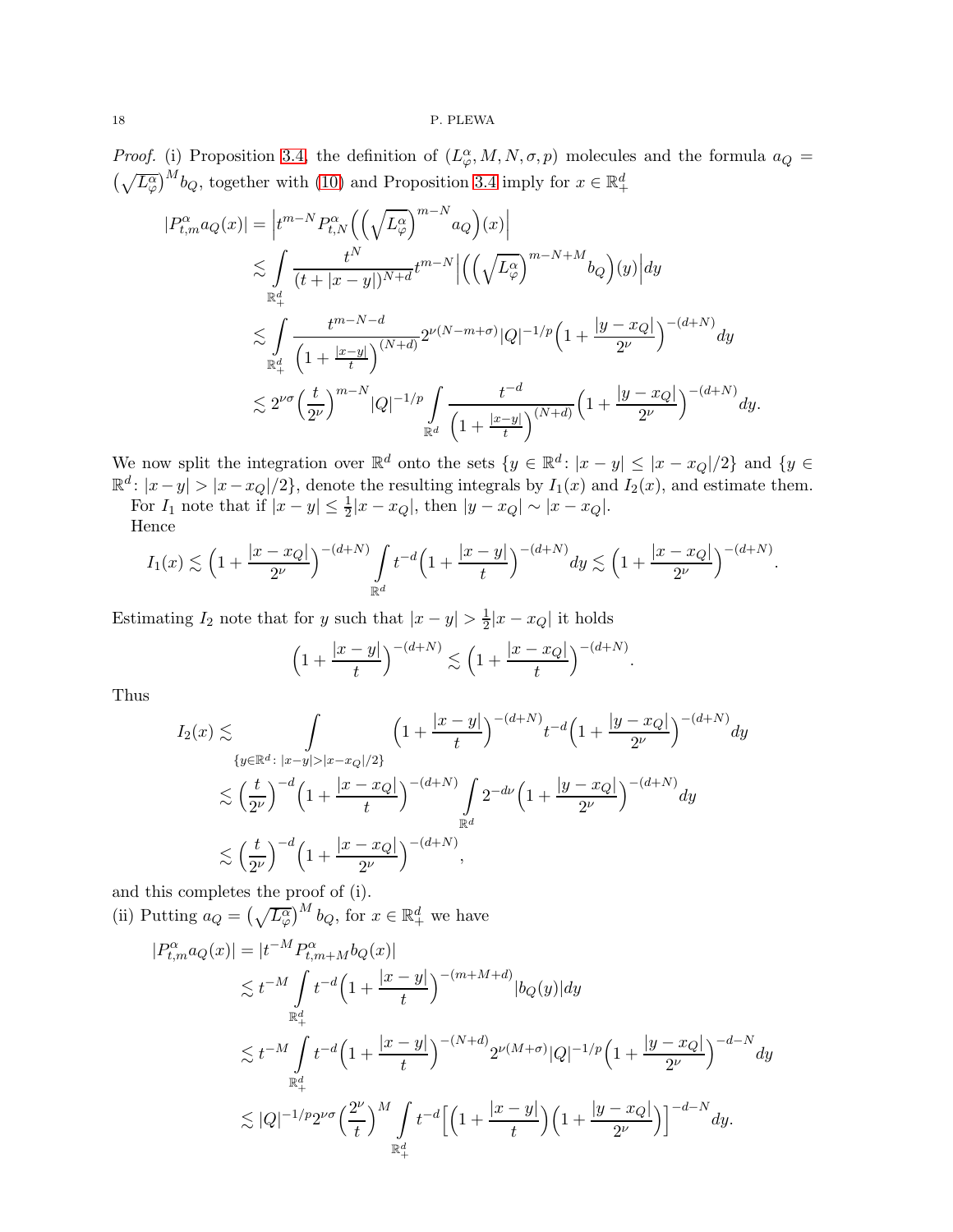*Proof.* (i) Proposition 3.4, the definition of $(L^\alpha_\varphi, M, N, \sigma, p)$ molecules and the formula $a_Q = \left(\sqrt{L^\alpha_\varphi}\right)^M b_Q$, together with (10) and Proposition 3.4 imply for $x \in \mathbb{R}^d_+$

$$
\begin{aligned}
|P^\alpha_{t,m} a_Q(x)| &= \Big| t^{m-N} P^\alpha_{t,N}\Big(\Big(\sqrt{L^\alpha_\varphi}\Big)^{m-N} a_Q\Big)(x)\Big| \\
&\lesssim \int\limits_{\mathbb{R}^d_+} \frac{t^N}{(t+|x-y|)^{N+d}} t^{m-N} \Big|\Big(\Big(\sqrt{L^\alpha_\varphi}\Big)^{m-N+M} b_Q\Big)(y)\Big| dy \\
&\lesssim \int\limits_{\mathbb{R}^d_+} \frac{t^{m-N-d}}{\Big(1+\frac{|x-y|}{t}\Big)^{(N+d)}} 2^{\nu(N-m+\sigma)} |Q|^{-1/p} \Big(1+\frac{|y-x_Q|}{2^\nu}\Big)^{-(d+N)} dy \\
&\lesssim 2^{\nu\sigma} \Big(\frac{t}{2^\nu}\Big)^{m-N} |Q|^{-1/p} \int\limits_{\mathbb{R}^d} \frac{t^{-d}}{\Big(1+\frac{|x-y|}{t}\Big)^{(N+d)}} \Big(1+\frac{|y-x_Q|}{2^\nu}\Big)^{-(d+N)} dy.
\end{aligned}
$$

We now split the integration over $\mathbb{R}^d$ onto the sets $\{y \in \mathbb{R}^d \colon |x-y| \le |x-x_Q|/2\}$ and $\{y \in \mathbb{R}^d \colon |x-y| > |x-x_Q|/2\}$, denote the resulting integrals by $I_1(x)$ and $I_2(x)$, and estimate them.

For $I_1$ note that if $|x-y| \le \frac{1}{2}|x-x_Q|$, then $|y-x_Q| \sim |x-x_Q|$.

Hence

$$
I_1(x) \lesssim \Big(1+\frac{|x-x_Q|}{2^\nu}\Big)^{-(d+N)} \int\limits_{\mathbb{R}^d} t^{-d}\Big(1+\frac{|x-y|}{t}\Big)^{-(d+N)} dy \lesssim \Big(1+\frac{|x-x_Q|}{2^\nu}\Big)^{-(d+N)}.
$$

Estimating $I_2$ note that for $y$ such that $|x-y| > \frac{1}{2}|x-x_Q|$ it holds

$$
\Big(1+\frac{|x-y|}{t}\Big)^{-(d+N)} \lesssim \Big(1+\frac{|x-x_Q|}{t}\Big)^{-(d+N)}.
$$

Thus

$$
\begin{aligned}
I_2(x) &\lesssim \int\limits_{\{y\in\mathbb{R}^d \colon |x-y|>|x-x_Q|/2\}} \Big(1+\frac{|x-y|}{t}\Big)^{-(d+N)} t^{-d} \Big(1+\frac{|y-x_Q|}{2^\nu}\Big)^{-(d+N)} dy \\
&\lesssim \Big(\frac{t}{2^\nu}\Big)^{-d} \Big(1+\frac{|x-x_Q|}{t}\Big)^{-(d+N)} \int\limits_{\mathbb{R}^d} 2^{-d\nu} \Big(1+\frac{|y-x_Q|}{2^\nu}\Big)^{-(d+N)} dy \\
&\lesssim \Big(\frac{t}{2^\nu}\Big)^{-d} \Big(1+\frac{|x-x_Q|}{2^\nu}\Big)^{-(d+N)},
\end{aligned}
$$

and this completes the proof of (i).

(ii) Putting $a_Q = \left(\sqrt{L^\alpha_\varphi}\right)^M b_Q$, for $x \in \mathbb{R}^d_+$ we have

$$
\begin{aligned}
|P^\alpha_{t,m} a_Q(x)| &= |t^{-M} P^\alpha_{t,m+M} b_Q(x)| \\
&\lesssim t^{-M} \int\limits_{\mathbb{R}^d_+} t^{-d} \Big(1+\frac{|x-y|}{t}\Big)^{-(m+M+d)} |b_Q(y)| dy \\
&\lesssim t^{-M} \int\limits_{\mathbb{R}^d_+} t^{-d} \Big(1+\frac{|x-y|}{t}\Big)^{-(N+d)} 2^{\nu(M+\sigma)} |Q|^{-1/p} \Big(1+\frac{|y-x_Q|}{2^\nu}\Big)^{-d-N} dy \\
&\lesssim |Q|^{-1/p} 2^{\nu\sigma} \Big(\frac{2^\nu}{t}\Big)^M \int\limits_{\mathbb{R}^d_+} t^{-d} \Big[\Big(1+\frac{|x-y|}{t}\Big)\Big(1+\frac{|y-x_Q|}{2^\nu}\Big)\Big]^{-d-N} dy.
\end{aligned}
$$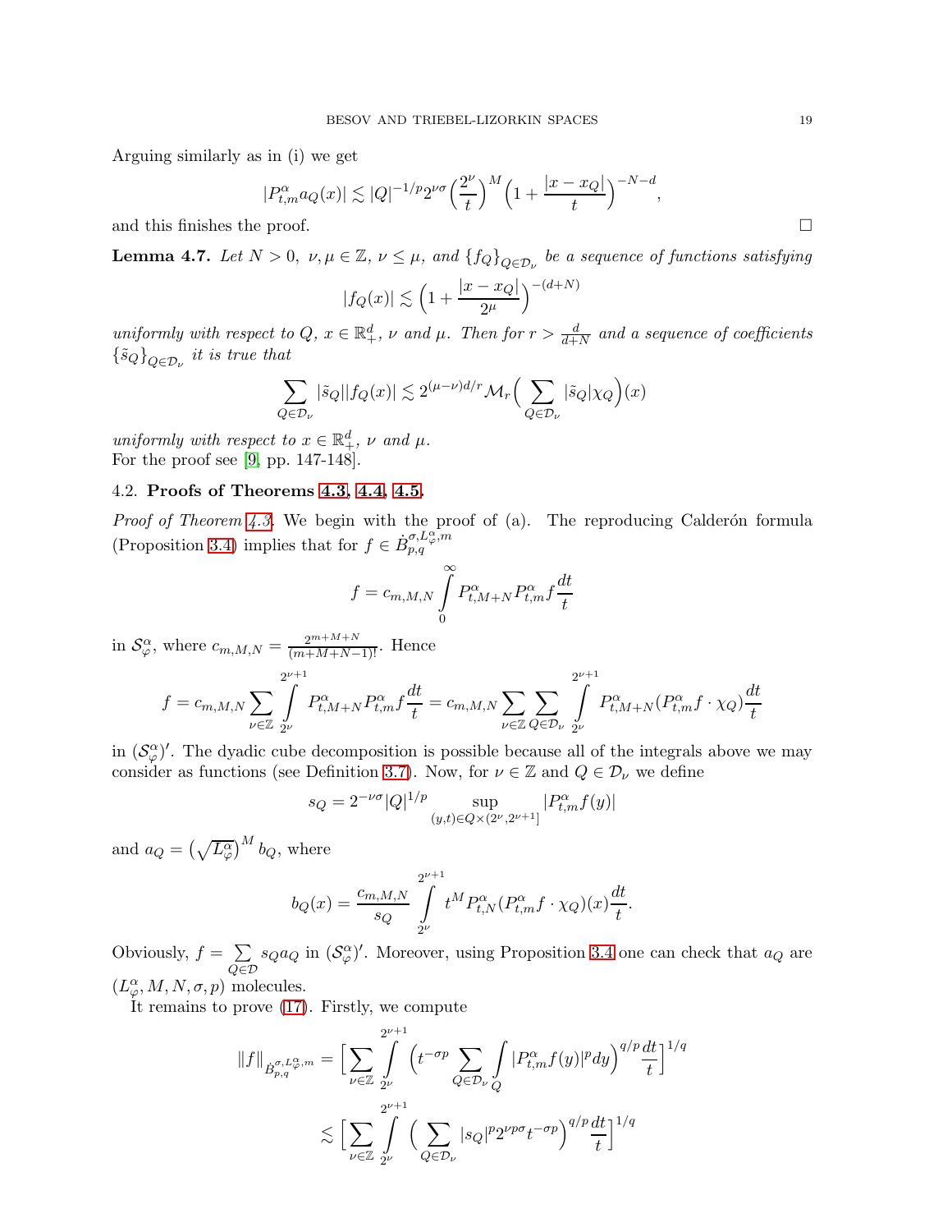Arguing similarly as in (i) we get

$$|P^{\alpha}_{t,m} a_Q(x)| \lesssim |Q|^{-1/p} 2^{\nu\sigma} \Big(\frac{2^{\nu}}{t}\Big)^{M} \Big(1 + \frac{|x - x_Q|}{t}\Big)^{-N-d},$$

and this finishes the proof. $\square$

**Lemma 4.7.** *Let $N > 0$, $\nu, \mu \in \mathbb{Z}$, $\nu \le \mu$, and $\{f_Q\}_{Q \in \mathcal{D}_\nu}$ be a sequence of functions satisfying*

$$|f_Q(x)| \lesssim \Big(1 + \frac{|x - x_Q|}{2^{\mu}}\Big)^{-(d+N)}$$

*uniformly with respect to $Q$, $x \in \mathbb{R}^d_+$, $\nu$ and $\mu$. Then for $r > \frac{d}{d+N}$ and a sequence of coefficients $\{\tilde{s}_Q\}_{Q \in \mathcal{D}_\nu}$ it is true that*

$$\sum_{Q \in \mathcal{D}_\nu} |\tilde{s}_Q| |f_Q(x)| \lesssim 2^{(\mu-\nu)d/r} \mathcal{M}_r \Big( \sum_{Q \in \mathcal{D}_\nu} |\tilde{s}_Q| \chi_Q \Big)(x)$$

*uniformly with respect to $x \in \mathbb{R}^d_+$, $\nu$ and $\mu$.*
For the proof see [9, pp. 147-148].

### 4.2. **Proofs of Theorems 4.3, 4.4, 4.5.**

*Proof of Theorem 4.3.* We begin with the proof of (a). The reproducing Calderón formula (Proposition 3.4) implies that for $f \in \dot{B}^{\sigma, L^{\alpha}_{\varphi}, m}_{p,q}$

$$f = c_{m,M,N} \int_0^{\infty} P^{\alpha}_{t,M+N} P^{\alpha}_{t,m} f \frac{dt}{t}$$

in $\mathcal{S}^{\alpha}_{\varphi}$, where $c_{m,M,N} = \frac{2^{m+M+N}}{(m+M+N-1)!}$. Hence

$$f = c_{m,M,N} \sum_{\nu \in \mathbb{Z}} \int_{2^{\nu}}^{2^{\nu+1}} P^{\alpha}_{t,M+N} P^{\alpha}_{t,m} f \frac{dt}{t} = c_{m,M,N} \sum_{\nu \in \mathbb{Z}} \sum_{Q \in \mathcal{D}_\nu} \int_{2^{\nu}}^{2^{\nu+1}} P^{\alpha}_{t,M+N} (P^{\alpha}_{t,m} f \cdot \chi_Q) \frac{dt}{t}$$

in $(\mathcal{S}^{\alpha}_{\varphi})'$. The dyadic cube decomposition is possible because all of the integrals above we may consider as functions (see Definition 3.7). Now, for $\nu \in \mathbb{Z}$ and $Q \in \mathcal{D}_\nu$ we define

$$s_Q = 2^{-\nu\sigma} |Q|^{1/p} \sup_{(y,t) \in Q \times (2^{\nu}, 2^{\nu+1}]} |P^{\alpha}_{t,m} f(y)|$$

and $a_Q = \big(\sqrt{L^{\alpha}_{\varphi}}\big)^{M} b_Q$, where

$$b_Q(x) = \frac{c_{m,M,N}}{s_Q} \int_{2^{\nu}}^{2^{\nu+1}} t^{M} P^{\alpha}_{t,N} (P^{\alpha}_{t,m} f \cdot \chi_Q)(x) \frac{dt}{t}.$$

Obviously, $f = \sum_{Q \in \mathcal{D}} s_Q a_Q$ in $(\mathcal{S}^{\alpha}_{\varphi})'$. Moreover, using Proposition 3.4 one can check that $a_Q$ are $(L^{\alpha}_{\varphi}, M, N, \sigma, p)$ molecules.

It remains to prove (17). Firstly, we compute

$$\|f\|_{\dot{B}^{\sigma, L^{\alpha}_{\varphi}, m}_{p,q}} = \Big[ \sum_{\nu \in \mathbb{Z}} \int_{2^{\nu}}^{2^{\nu+1}} \Big( t^{-\sigma p} \sum_{Q \in \mathcal{D}_\nu} \int_Q |P^{\alpha}_{t,m} f(y)|^p dy \Big)^{q/p} \frac{dt}{t} \Big]^{1/q}$$

$$\lesssim \Big[ \sum_{\nu \in \mathbb{Z}} \int_{2^{\nu}}^{2^{\nu+1}} \Big( \sum_{Q \in \mathcal{D}_\nu} |s_Q|^p 2^{\nu p \sigma} t^{-\sigma p} \Big)^{q/p} \frac{dt}{t} \Big]^{1/q}$$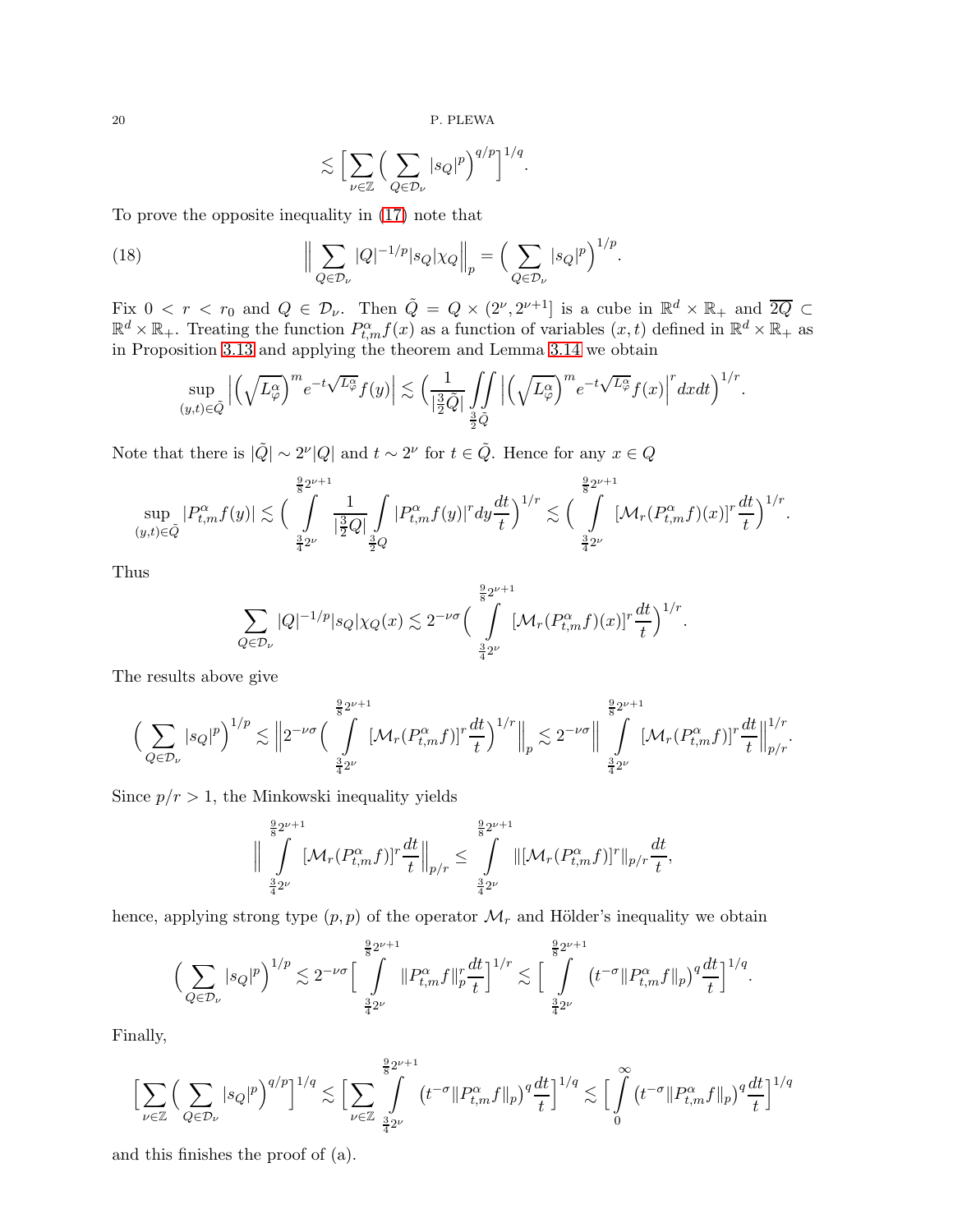$$\lesssim \Big[ \sum_{\nu\in\mathbb{Z}} \Big( \sum_{Q\in\mathcal{D}_\nu} |s_Q|^p \Big)^{q/p} \Big]^{1/q}.$$

To prove the opposite inequality in (17) note that

$$\Big\| \sum_{Q\in\mathcal{D}_\nu} |Q|^{-1/p} |s_Q| \chi_Q \Big\|_p = \Big( \sum_{Q\in\mathcal{D}_\nu} |s_Q|^p \Big)^{1/p}. \tag{18}$$

Fix $0 < r < r_0$ and $Q \in \mathcal{D}_\nu$. Then $\tilde{Q} = Q \times (2^\nu, 2^{\nu+1}]$ is a cube in $\mathbb{R}^d \times \mathbb{R}_+$ and $\overline{2Q} \subset \mathbb{R}^d \times \mathbb{R}_+$. Treating the function $P^\alpha_{t,m} f(x)$ as a function of variables $(x,t)$ defined in $\mathbb{R}^d \times \mathbb{R}_+$ as in Proposition 3.13 and applying the theorem and Lemma 3.14 we obtain

$$\sup_{(y,t)\in\tilde{Q}} \Big| \Big(\sqrt{L^\alpha_\varphi}\Big)^m e^{-t\sqrt{L^\alpha_\varphi}} f(y) \Big| \lesssim \Big( \frac{1}{|\frac{3}{2}\tilde{Q}|} \iint\limits_{\frac{3}{2}\tilde{Q}} \Big| \Big(\sqrt{L^\alpha_\varphi}\Big)^m e^{-t\sqrt{L^\alpha_\varphi}} f(x) \Big|^r dx dt \Big)^{1/r}.$$

Note that there is $|\tilde{Q}| \sim 2^\nu |Q|$ and $t \sim 2^\nu$ for $t \in \tilde{Q}$. Hence for any $x \in Q$

$$\sup_{(y,t)\in\tilde{Q}} |P^\alpha_{t,m} f(y)| \lesssim \Big( \int\limits_{\frac{3}{4}2^\nu}^{\frac{9}{8}2^{\nu+1}} \frac{1}{|\frac{3}{2}Q|} \int\limits_{\frac{3}{2}Q} |P^\alpha_{t,m} f(y)|^r dy \frac{dt}{t} \Big)^{1/r} \lesssim \Big( \int\limits_{\frac{3}{4}2^\nu}^{\frac{9}{8}2^{\nu+1}} [\mathcal{M}_r(P^\alpha_{t,m} f)(x)]^r \frac{dt}{t} \Big)^{1/r}.$$

Thus

$$\sum_{Q\in\mathcal{D}_\nu} |Q|^{-1/p} |s_Q| \chi_Q(x) \lesssim 2^{-\nu\sigma} \Big( \int\limits_{\frac{3}{4}2^\nu}^{\frac{9}{8}2^{\nu+1}} [\mathcal{M}_r(P^\alpha_{t,m} f)(x)]^r \frac{dt}{t} \Big)^{1/r}.$$

The results above give

$$\Big( \sum_{Q\in\mathcal{D}_\nu} |s_Q|^p \Big)^{1/p} \lesssim \Big\| 2^{-\nu\sigma} \Big( \int\limits_{\frac{3}{4}2^\nu}^{\frac{9}{8}2^{\nu+1}} [\mathcal{M}_r(P^\alpha_{t,m} f)]^r \frac{dt}{t} \Big)^{1/r} \Big\|_p \lesssim 2^{-\nu\sigma} \Big\| \int\limits_{\frac{3}{4}2^\nu}^{\frac{9}{8}2^{\nu+1}} [\mathcal{M}_r(P^\alpha_{t,m} f)]^r \frac{dt}{t} \Big\|_{p/r}^{1/r}.$$

Since $p/r > 1$, the Minkowski inequality yields

$$\Big\| \int\limits_{\frac{3}{4}2^\nu}^{\frac{9}{8}2^{\nu+1}} [\mathcal{M}_r(P^\alpha_{t,m} f)]^r \frac{dt}{t} \Big\|_{p/r} \le \int\limits_{\frac{3}{4}2^\nu}^{\frac{9}{8}2^{\nu+1}} \|[\mathcal{M}_r(P^\alpha_{t,m} f)]^r\|_{p/r} \frac{dt}{t},$$

hence, applying strong type $(p,p)$ of the operator $\mathcal{M}_r$ and Hölder's inequality we obtain

$$\Big( \sum_{Q\in\mathcal{D}_\nu} |s_Q|^p \Big)^{1/p} \lesssim 2^{-\nu\sigma} \Big[ \int\limits_{\frac{3}{4}2^\nu}^{\frac{9}{8}2^{\nu+1}} \|P^\alpha_{t,m} f\|_p^r \frac{dt}{t} \Big]^{1/r} \lesssim \Big[ \int\limits_{\frac{3}{4}2^\nu}^{\frac{9}{8}2^{\nu+1}} \big(t^{-\sigma} \|P^\alpha_{t,m} f\|_p\big)^q \frac{dt}{t} \Big]^{1/q}.$$

Finally,

$$\Big[ \sum_{\nu\in\mathbb{Z}} \Big( \sum_{Q\in\mathcal{D}_\nu} |s_Q|^p \Big)^{q/p} \Big]^{1/q} \lesssim \Big[ \sum_{\nu\in\mathbb{Z}} \int\limits_{\frac{3}{4}2^\nu}^{\frac{9}{8}2^{\nu+1}} \big(t^{-\sigma} \|P^\alpha_{t,m} f\|_p\big)^q \frac{dt}{t} \Big]^{1/q} \lesssim \Big[ \int\limits_0^\infty \big(t^{-\sigma} \|P^\alpha_{t,m} f\|_p\big)^q \frac{dt}{t} \Big]^{1/q}$$

and this finishes the proof of (a).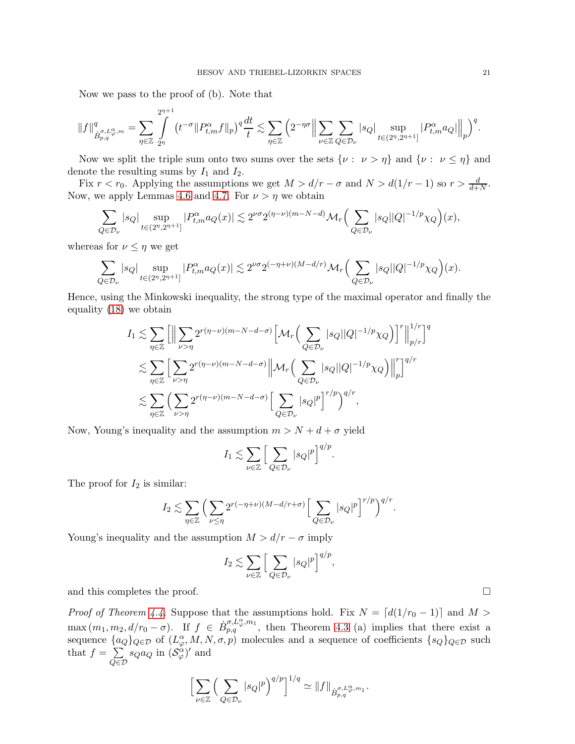Now we pass to the proof of (b). Note that

$$\|f\|^q_{\dot{B}^{\sigma,L^\alpha_\varphi,m}_{p,q}} = \sum_{\eta\in\mathbb{Z}} \int_{2^\eta}^{2^{\eta+1}} \big(t^{-\sigma}\|P^\alpha_{t,m}f\|_p\big)^q \frac{dt}{t} \lesssim \sum_{\eta\in\mathbb{Z}} \Big(2^{-\eta\sigma}\Big\| \sum_{\nu\in\mathbb{Z}} \sum_{Q\in\mathcal{D}_\nu} |s_Q| \sup_{t\in(2^\eta,2^{\eta+1}]} |P^\alpha_{t,m} a_Q|\Big\|_p\Big)^q.$$

Now we split the triple sum onto two sums over the sets $\{\nu :\ \nu > \eta\}$ and $\{\nu :\ \nu \le \eta\}$ and denote the resulting sums by $I_1$ and $I_2$.

Fix $r < r_0$. Applying the assumptions we get $M > d/r - \sigma$ and $N > d(1/r - 1)$ so $r > \frac{d}{d+N}$. Now, we apply Lemmas 4.6 and 4.7. For $\nu > \eta$ we obtain

$$\sum_{Q\in\mathcal{D}_\nu} |s_Q| \sup_{t\in(2^\eta,2^{\eta+1}]} |P^\alpha_{t,m} a_Q(x)| \lesssim 2^{\nu\sigma} 2^{(\eta-\nu)(m-N-d)} \mathcal{M}_r\Big(\sum_{Q\in\mathcal{D}_\nu} |s_Q||Q|^{-1/p}\chi_Q\Big)(x),$$

whereas for $\nu \le \eta$ we get

$$\sum_{Q\in\mathcal{D}_\nu} |s_Q| \sup_{t\in(2^\eta,2^{\eta+1}]} |P^\alpha_{t,m} a_Q(x)| \lesssim 2^{\nu\sigma} 2^{(-\eta+\nu)(M-d/r)} \mathcal{M}_r\Big(\sum_{Q\in\mathcal{D}_\nu} |s_Q||Q|^{-1/p}\chi_Q\Big)(x).$$

Hence, using the Minkowski inequality, the strong type of the maximal operator and finally the equality (18) we obtain

$$\begin{aligned}
I_1 &\lesssim \sum_{\eta\in\mathbb{Z}} \Big[\Big\| \sum_{\nu>\eta} 2^{r(\eta-\nu)(m-N-d-\sigma)} \Big[\mathcal{M}_r\Big(\sum_{Q\in\mathcal{D}_\nu} |s_Q||Q|^{-1/p}\chi_Q\Big)\Big]^r\Big\|_{p/r}^{1/r}\Big]^q \\
&\lesssim \sum_{\eta\in\mathbb{Z}} \Big[\sum_{\nu>\eta} 2^{r(\eta-\nu)(m-N-d-\sigma)} \Big\|\mathcal{M}_r\Big(\sum_{Q\in\mathcal{D}_\nu} |s_Q||Q|^{-1/p}\chi_Q\Big)\Big\|_p^r\Big]^{q/r} \\
&\lesssim \sum_{\eta\in\mathbb{Z}} \Big(\sum_{\nu>\eta} 2^{r(\eta-\nu)(m-N-d-\sigma)} \Big[\sum_{Q\in\mathcal{D}_\nu} |s_Q|^p\Big]^{r/p}\Big)^{q/r},
\end{aligned}$$

Now, Young's inequality and the assumption $m > N + d + \sigma$ yield

$$I_1 \lesssim \sum_{\nu\in\mathbb{Z}} \Big[\sum_{Q\in\mathcal{D}_\nu} |s_Q|^p\Big]^{q/p}.$$

The proof for $I_2$ is similar:

$$I_2 \lesssim \sum_{\eta\in\mathbb{Z}} \Big(\sum_{\nu\le\eta} 2^{r(-\eta+\nu)(M-d/r+\sigma)} \Big[\sum_{Q\in\mathcal{D}_\nu} |s_Q|^p\Big]^{r/p}\Big)^{q/r}.$$

Young's inequality and the assumption $M > d/r - \sigma$ imply

$$I_2 \lesssim \sum_{\nu\in\mathbb{Z}} \Big[\sum_{Q\in\mathcal{D}_\nu} |s_Q|^p\Big]^{q/p},$$

and this completes the proof. $\square$

*Proof of Theorem 4.4.* Suppose that the assumptions hold. Fix $N = \lceil d(1/r_0 - 1)\rceil$ and $M > \max(m_1, m_2, d/r_0 - \sigma)$. If $f \in \dot{B}^{\sigma,L^\alpha_\varphi,m_1}_{p,q}$, then Theorem 4.3 (a) implies that there exist a sequence $\{a_Q\}_{Q\in\mathcal{D}}$ of $(L^\alpha_\varphi, M, N, \sigma, p)$ molecules and a sequence of coefficients $\{s_Q\}_{Q\in\mathcal{D}}$ such that $f = \sum_{Q\in\mathcal{D}} s_Q a_Q$ in $(\mathcal{S}^\alpha_\varphi)'$ and

$$\Big[\sum_{\nu\in\mathbb{Z}} \Big(\sum_{Q\in\mathcal{D}_\nu} |s_Q|^p\Big)^{q/p}\Big]^{1/q} \simeq \|f\|_{\dot{B}^{\sigma,L^\alpha_\varphi,m_1}_{p,q}}.$$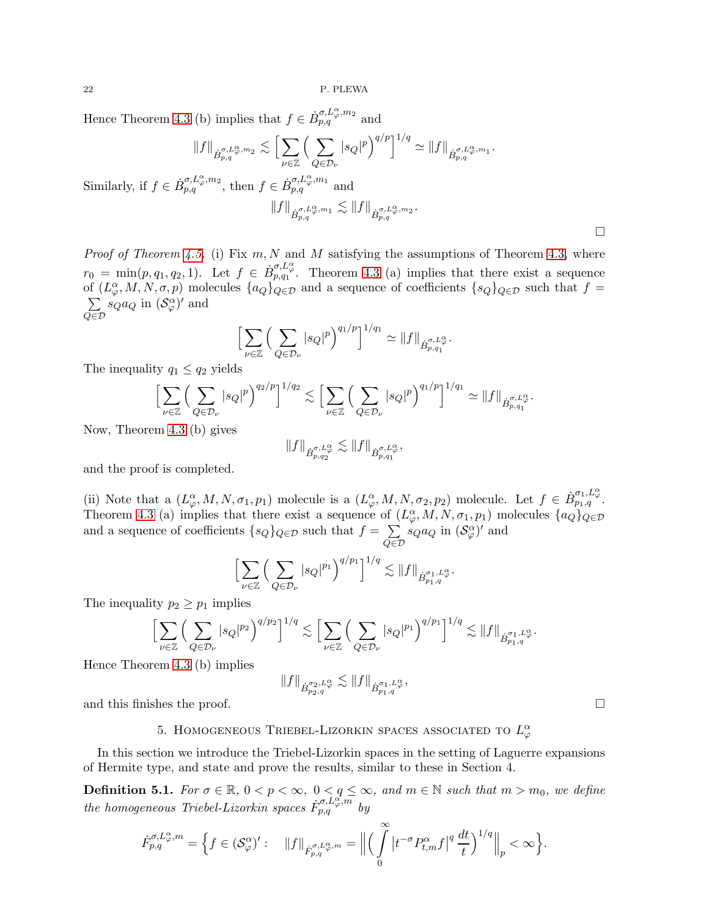Hence Theorem 4.3 (b) implies that $f \in \dot{B}^{\sigma,L^\alpha_\varphi,m_2}_{p,q}$ and

$$\|f\|_{\dot{B}^{\sigma,L^\alpha_\varphi,m_2}_{p,q}} \lesssim \Big[\sum_{\nu\in\mathbb{Z}}\Big(\sum_{Q\in\mathcal{D}_\nu}|s_Q|^p\Big)^{q/p}\Big]^{1/q} \simeq \|f\|_{\dot{B}^{\sigma,L^\alpha_\varphi,m_1}_{p,q}}.$$

Similarly, if $f \in \dot{B}^{\sigma,L^\alpha_\varphi,m_2}_{p,q}$, then $f \in \dot{B}^{\sigma,L^\alpha_\varphi,m_1}_{p,q}$ and

$$\|f\|_{\dot{B}^{\sigma,L^\alpha_\varphi,m_1}_{p,q}} \lesssim \|f\|_{\dot{B}^{\sigma,L^\alpha_\varphi,m_2}_{p,q}}.$$

□

*Proof of Theorem 4.5.* (i) Fix $m, N$ and $M$ satisfying the assumptions of Theorem 4.3, where $r_0 = \min(p, q_1, q_2, 1)$. Let $f \in \dot{B}^{\sigma,L^\alpha_\varphi}_{p,q_1}$. Theorem 4.3 (a) implies that there exist a sequence of $(L^\alpha_\varphi, M, N, \sigma, p)$ molecules $\{a_Q\}_{Q\in\mathcal{D}}$ and a sequence of coefficients $\{s_Q\}_{Q\in\mathcal{D}}$ such that $f = \sum_{Q\in\mathcal{D}} s_Q a_Q$ in $(\mathcal{S}^\alpha_\varphi)'$ and

$$\Big[\sum_{\nu\in\mathbb{Z}}\Big(\sum_{Q\in\mathcal{D}_\nu}|s_Q|^p\Big)^{q_1/p}\Big]^{1/q_1} \simeq \|f\|_{\dot{B}^{\sigma,L^\alpha_\varphi}_{p,q_1}}.$$

The inequality $q_1 \le q_2$ yields

$$\Big[\sum_{\nu\in\mathbb{Z}}\Big(\sum_{Q\in\mathcal{D}_\nu}|s_Q|^p\Big)^{q_2/p}\Big]^{1/q_2} \lesssim \Big[\sum_{\nu\in\mathbb{Z}}\Big(\sum_{Q\in\mathcal{D}_\nu}|s_Q|^p\Big)^{q_1/p}\Big]^{1/q_1} \simeq \|f\|_{\dot{B}^{\sigma,L^\alpha_\varphi}_{p,q_1}}.$$

Now, Theorem 4.3 (b) gives

$$\|f\|_{\dot{B}^{\sigma,L^\alpha_\varphi}_{p,q_2}} \lesssim \|f\|_{\dot{B}^{\sigma,L^\alpha_\varphi}_{p,q_1}},$$

and the proof is completed.

(ii) Note that a $(L^\alpha_\varphi, M, N, \sigma_1, p_1)$ molecule is a $(L^\alpha_\varphi, M, N, \sigma_2, p_2)$ molecule. Let $f \in \dot{B}^{\sigma_1,L^\alpha_\varphi}_{p_1,q}$. Theorem 4.3 (a) implies that there exist a sequence of $(L^\alpha_\varphi, M, N, \sigma_1, p_1)$ molecules $\{a_Q\}_{Q\in\mathcal{D}}$ and a sequence of coefficients $\{s_Q\}_{Q\in\mathcal{D}}$ such that $f = \sum_{Q\in\mathcal{D}} s_Q a_Q$ in $(\mathcal{S}^\alpha_\varphi)'$ and

$$\Big[\sum_{\nu\in\mathbb{Z}}\Big(\sum_{Q\in\mathcal{D}_\nu}|s_Q|^{p_1}\Big)^{q/p_1}\Big]^{1/q} \lesssim \|f\|_{\dot{B}^{\sigma_1,L^\alpha_\varphi}_{p_1,q}}.$$

The inequality $p_2 \ge p_1$ implies

$$\Big[\sum_{\nu\in\mathbb{Z}}\Big(\sum_{Q\in\mathcal{D}_\nu}|s_Q|^{p_2}\Big)^{q/p_2}\Big]^{1/q} \lesssim \Big[\sum_{\nu\in\mathbb{Z}}\Big(\sum_{Q\in\mathcal{D}_\nu}|s_Q|^{p_1}\Big)^{q/p_1}\Big]^{1/q} \lesssim \|f\|_{\dot{B}^{\sigma_1,L^\alpha_\varphi}_{p_1,q}}.$$

Hence Theorem 4.3 (b) implies

$$\|f\|_{\dot{B}^{\sigma_2,L^\alpha_\varphi}_{p_2,q}} \lesssim \|f\|_{\dot{B}^{\sigma_1,L^\alpha_\varphi}_{p_1,q}},$$

and this finishes the proof. □

## 5. Homogeneous Triebel-Lizorkin spaces associated to $L^\alpha_\varphi$

In this section we introduce the Triebel-Lizorkin spaces in the setting of Laguerre expansions of Hermite type, and state and prove the results, similar to these in Section 4.

**Definition 5.1.** *For $\sigma \in \mathbb{R}$, $0 < p < \infty$, $0 < q \le \infty$, and $m \in \mathbb{N}$ such that $m > m_0$, we define the homogeneous Triebel-Lizorkin spaces $\dot{F}^{\sigma,L^\alpha_\varphi,m}_{p,q}$ by*

$$\dot{F}^{\sigma,L^\alpha_\varphi,m}_{p,q} = \Big\{f \in (\mathcal{S}^\alpha_\varphi)' : \quad \|f\|_{\dot{F}^{\sigma,L^\alpha_\varphi,m}_{p,q}} = \Big\|\Big(\int_0^\infty \big|t^{-\sigma}P^\alpha_{t,m}f\big|^q\,\frac{dt}{t}\Big)^{1/q}\Big\|_p < \infty\Big\}.$$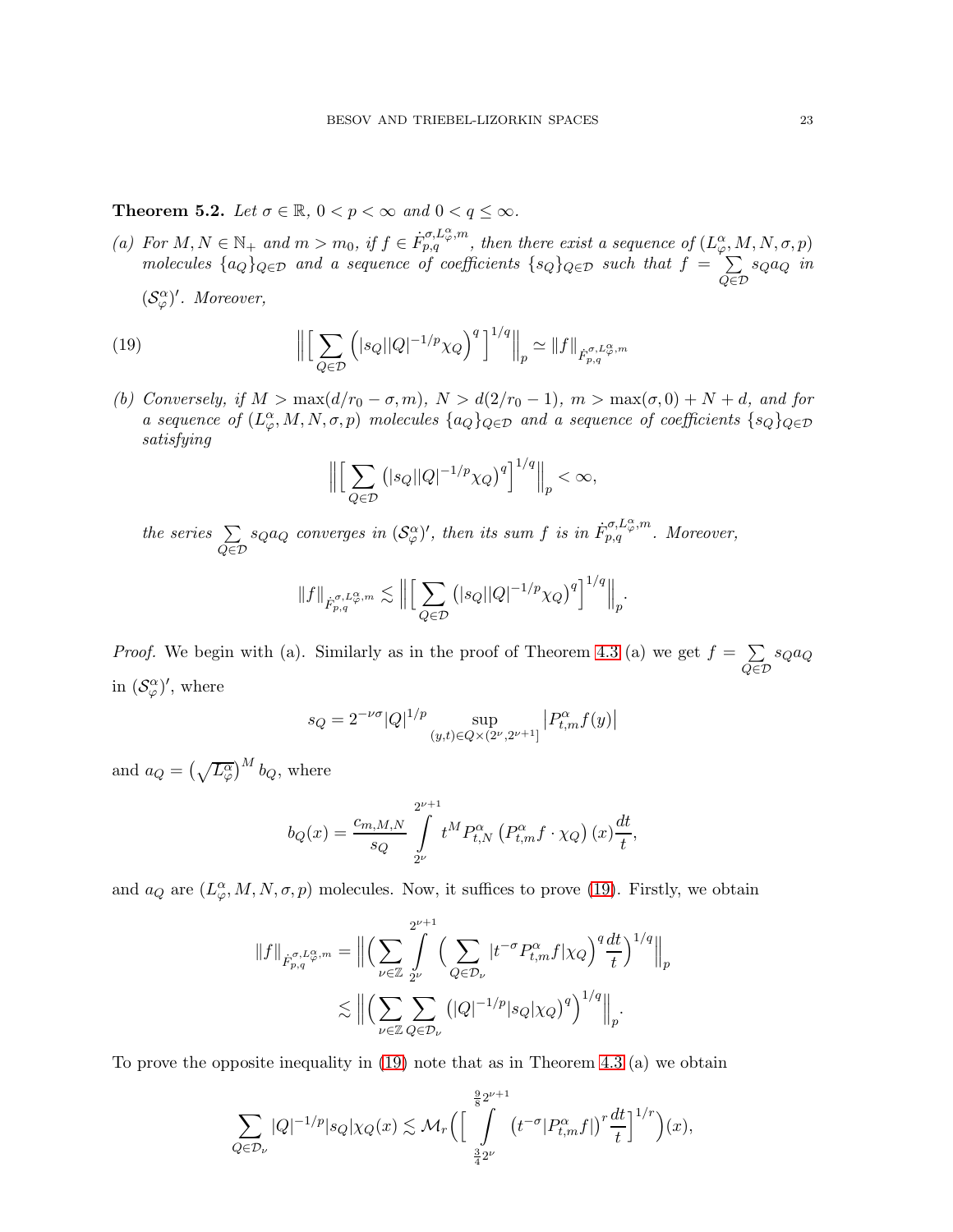**Theorem 5.2.** *Let $\sigma \in \mathbb{R}$, $0 < p < \infty$ and $0 < q \leq \infty$.*

*(a) For $M, N \in \mathbb{N}_+$ and $m > m_0$, if $f \in \dot{F}^{\sigma, L^\alpha_\varphi, m}_{p,q}$, then there exist a sequence of $(L^\alpha_\varphi, M, N, \sigma, p)$ molecules $\{a_Q\}_{Q \in \mathcal{D}}$ and a sequence of coefficients $\{s_Q\}_{Q \in \mathcal{D}}$ such that $f = \sum_{Q \in \mathcal{D}} s_Q a_Q$ in $(\mathcal{S}^\alpha_\varphi)'$. Moreover,*

$$\Big\| \Big[ \sum_{Q \in \mathcal{D}} \Big( |s_Q| |Q|^{-1/p} \chi_Q \Big)^q \Big]^{1/q} \Big\|_p \simeq \|f\|_{\dot{F}^{\sigma, L^\alpha_\varphi, m}_{p,q}} \tag{19}$$

*(b) Conversely, if $M > \max(d/r_0 - \sigma, m)$, $N > d(2/r_0 - 1)$, $m > \max(\sigma, 0) + N + d$, and for a sequence of $(L^\alpha_\varphi, M, N, \sigma, p)$ molecules $\{a_Q\}_{Q \in \mathcal{D}}$ and a sequence of coefficients $\{s_Q\}_{Q \in \mathcal{D}}$ satisfying*

$$\Big\| \Big[ \sum_{Q \in \mathcal{D}} \big( |s_Q| |Q|^{-1/p} \chi_Q \big)^q \Big]^{1/q} \Big\|_p < \infty,$$

*the series $\sum_{Q \in \mathcal{D}} s_Q a_Q$ converges in $(\mathcal{S}^\alpha_\varphi)'$, then its sum $f$ is in $\dot{F}^{\sigma, L^\alpha_\varphi, m}_{p,q}$. Moreover,*

$$\|f\|_{\dot{F}^{\sigma, L^\alpha_\varphi, m}_{p,q}} \lesssim \Big\| \Big[ \sum_{Q \in \mathcal{D}} \big( |s_Q| |Q|^{-1/p} \chi_Q \big)^q \Big]^{1/q} \Big\|_p.$$

*Proof.* We begin with (a). Similarly as in the proof of Theorem 4.3 (a) we get $f = \sum_{Q \in \mathcal{D}} s_Q a_Q$ in $(\mathcal{S}^\alpha_\varphi)'$, where

$$s_Q = 2^{-\nu\sigma} |Q|^{1/p} \sup_{(y,t) \in Q \times (2^\nu, 2^{\nu+1}]} \big| P^\alpha_{t,m} f(y) \big|$$

and $a_Q = \big( \sqrt{L^\alpha_\varphi} \big)^M b_Q$, where

$$b_Q(x) = \frac{c_{m,M,N}}{s_Q} \int_{2^\nu}^{2^{\nu+1}} t^M P^\alpha_{t,N} \left( P^\alpha_{t,m} f \cdot \chi_Q \right)(x) \frac{dt}{t},$$

and $a_Q$ are $(L^\alpha_\varphi, M, N, \sigma, p)$ molecules. Now, it suffices to prove (19). Firstly, we obtain

$$\begin{aligned}
\|f\|_{\dot{F}^{\sigma, L^\alpha_\varphi, m}_{p,q}} &= \Big\| \Big( \sum_{\nu \in \mathbb{Z}} \int_{2^\nu}^{2^{\nu+1}} \Big( \sum_{Q \in \mathcal{D}_\nu} |t^{-\sigma} P^\alpha_{t,m} f| \chi_Q \Big)^q \frac{dt}{t} \Big)^{1/q} \Big\|_p \\
&\lesssim \Big\| \Big( \sum_{\nu \in \mathbb{Z}} \sum_{Q \in \mathcal{D}_\nu} \big( |Q|^{-1/p} |s_Q| \chi_Q \big)^q \Big)^{1/q} \Big\|_p.
\end{aligned}$$

To prove the opposite inequality in (19) note that as in Theorem 4.3 (a) we obtain

$$\sum_{Q \in \mathcal{D}_\nu} |Q|^{-1/p} |s_Q| \chi_Q(x) \lesssim \mathcal{M}_r \Big( \Big[ \int_{\frac{3}{4} 2^\nu}^{\frac{9}{8} 2^{\nu+1}} \big( t^{-\sigma} |P^\alpha_{t,m} f| \big)^r \frac{dt}{t} \Big]^{1/r} \Big)(x),$$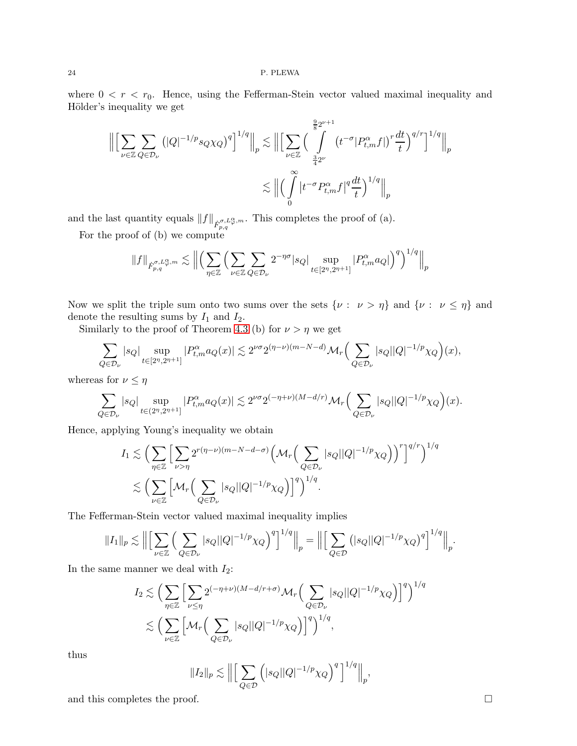where $0 < r < r_0$. Hence, using the Fefferman-Stein vector valued maximal inequality and Hölder's inequality we get

$$
\Big\| \Big[ \sum_{\nu\in\mathbb{Z}} \sum_{Q\in\mathcal{D}_\nu} \big( |Q|^{-1/p} s_Q \chi_Q \big)^q \Big]^{1/q} \Big\|_p \lesssim \Big\| \Big[ \sum_{\nu\in\mathbb{Z}} \Big( \int\limits_{\frac{3}{4}2^\nu}^{\frac{9}{8}2^{\nu+1}} \big( t^{-\sigma} |P^\alpha_{t,m} f| \big)^r \frac{dt}{t} \Big)^{q/r} \Big]^{1/q} \Big\|_p
$$

$$
\lesssim \Big\| \Big( \int\limits_0^\infty |t^{-\sigma} P^\alpha_{t,m} f|^q \frac{dt}{t} \Big)^{1/q} \Big\|_p
$$

and the last quantity equals $\|f\|_{\dot{F}^{\sigma, L^\alpha_\varphi, m}_{p,q}}$. This completes the proof of (a).

For the proof of (b) we compute

$$
\|f\|_{\dot{F}^{\sigma, L^\alpha_\varphi, m}_{p,q}} \lesssim \Big\| \Big( \sum_{\eta\in\mathbb{Z}} \Big( \sum_{\nu\in\mathbb{Z}} \sum_{Q\in\mathcal{D}_\nu} 2^{-\eta\sigma} |s_Q| \sup_{t\in[2^\eta, 2^{\eta+1}]} |P^\alpha_{t,m} a_Q| \Big)^q \Big)^{1/q} \Big\|_p
$$

Now we split the triple sum onto two sums over the sets $\{\nu : \ \nu > \eta\}$ and $\{\nu : \ \nu \leq \eta\}$ and denote the resulting sums by $I_1$ and $I_2$.

Similarly to the proof of Theorem 4.3 (b) for $\nu > \eta$ we get

$$
\sum_{Q\in\mathcal{D}_\nu} |s_Q| \sup_{t\in[2^\eta, 2^{\eta+1}]} |P^\alpha_{t,m} a_Q(x)| \lesssim 2^{\nu\sigma} 2^{(\eta-\nu)(m-N-d)} \mathcal{M}_r \Big( \sum_{Q\in\mathcal{D}_\nu} |s_Q| |Q|^{-1/p} \chi_Q \Big)(x),
$$

whereas for $\nu \leq \eta$

$$
\sum_{Q\in\mathcal{D}_\nu} |s_Q| \sup_{t\in(2^\eta, 2^{\eta+1}]} |P^\alpha_{t,m} a_Q(x)| \lesssim 2^{\nu\sigma} 2^{(-\eta+\nu)(M-d/r)} \mathcal{M}_r \Big( \sum_{Q\in\mathcal{D}_\nu} |s_Q| |Q|^{-1/p} \chi_Q \Big)(x).
$$

Hence, applying Young's inequality we obtain

$$
I_1 \lesssim \Big( \sum_{\eta\in\mathbb{Z}} \Big[ \sum_{\nu>\eta} 2^{r(\eta-\nu)(m-N-d-\sigma)} \Big( \mathcal{M}_r \Big( \sum_{Q\in\mathcal{D}_\nu} |s_Q| |Q|^{-1/p} \chi_Q \Big) \Big)^r \Big]^{q/r} \Big)^{1/q}
$$

$$
\lesssim \Big( \sum_{\nu\in\mathbb{Z}} \Big[ \mathcal{M}_r \Big( \sum_{Q\in\mathcal{D}_\nu} |s_Q| |Q|^{-1/p} \chi_Q \Big) \Big]^q \Big)^{1/q}.
$$

The Fefferman-Stein vector valued maximal inequality implies

$$
\|I_1\|_p \lesssim \Big\| \Big[ \sum_{\nu\in\mathbb{Z}} \Big( \sum_{Q\in\mathcal{D}_\nu} |s_Q| |Q|^{-1/p} \chi_Q \Big)^q \Big]^{1/q} \Big\|_p = \Big\| \Big[ \sum_{Q\in\mathcal{D}} \big( |s_Q| |Q|^{-1/p} \chi_Q \big)^q \Big]^{1/q} \Big\|_p.
$$

In the same manner we deal with $I_2$:

$$
I_2 \lesssim \Big( \sum_{\eta\in\mathbb{Z}} \Big[ \sum_{\nu\leq\eta} 2^{(-\eta+\nu)(M-d/r+\sigma)} \mathcal{M}_r \Big( \sum_{Q\in\mathcal{D}_\nu} |s_Q| |Q|^{-1/p} \chi_Q \Big) \Big]^q \Big)^{1/q}
$$

$$
\lesssim \Big( \sum_{\nu\in\mathbb{Z}} \Big[ \mathcal{M}_r \Big( \sum_{Q\in\mathcal{D}_\nu} |s_Q| |Q|^{-1/p} \chi_Q \Big) \Big]^q \Big)^{1/q},
$$

thus

$$
\|I_2\|_p \lesssim \Big\| \Big[ \sum_{Q\in\mathcal{D}} \Big( |s_Q| |Q|^{-1/p} \chi_Q \Big)^q \Big]^{1/q} \Big\|_p,
$$

and this completes the proof. $\square$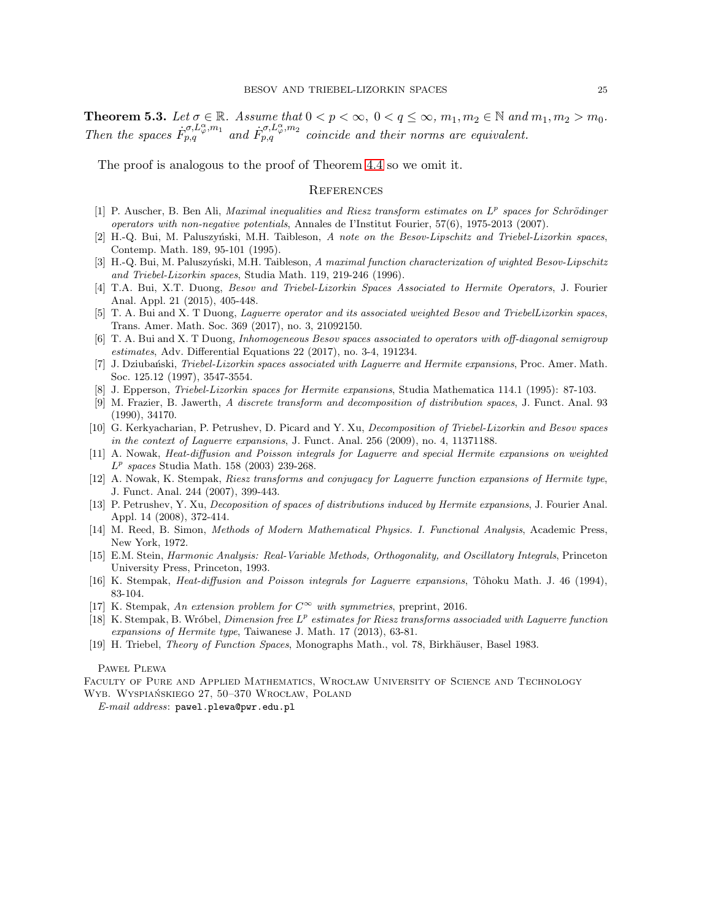**Theorem 5.3.** *Let $\sigma \in \mathbb{R}$. Assume that $0 < p < \infty$, $0 < q \leq \infty$, $m_1, m_2 \in \mathbb{N}$ and $m_1, m_2 > m_0$. Then the spaces $\dot{F}_{p,q}^{\sigma, L_\varphi^\alpha, m_1}$ and $\dot{F}_{p,q}^{\sigma, L_\varphi^\alpha, m_2}$ coincide and their norms are equivalent.*

The proof is analogous to the proof of Theorem 4.4 so we omit it.

## References

[1] P. Auscher, B. Ben Ali, *Maximal inequalities and Riesz transform estimates on $L^p$ spaces for Schrödinger operators with non-negative potentials*, Annales de I'Institut Fourier, 57(6), 1975-2013 (2007).

[2] H.-Q. Bui, M. Paluszyński, M.H. Taibleson, *A note on the Besov-Lipschitz and Triebel-Lizorkin spaces*, Contemp. Math. 189, 95-101 (1995).

[3] H.-Q. Bui, M. Paluszyński, M.H. Taibleson, *A maximal function characterization of wighted Besov-Lipschitz and Triebel-Lizorkin spaces*, Studia Math. 119, 219-246 (1996).

[4] T.A. Bui, X.T. Duong, *Besov and Triebel-Lizorkin Spaces Associated to Hermite Operators*, J. Fourier Anal. Appl. 21 (2015), 405-448.

[5] T. A. Bui and X. T Duong, *Laguerre operator and its associated weighted Besov and TriebelLizorkin spaces*, Trans. Amer. Math. Soc. 369 (2017), no. 3, 21092150.

[6] T. A. Bui and X. T Duong, *Inhomogeneous Besov spaces associated to operators with off-diagonal semigroup estimates*, Adv. Differential Equations 22 (2017), no. 3-4, 191234.

[7] J. Dziubański, *Triebel-Lizorkin spaces associated with Laguerre and Hermite expansions*, Proc. Amer. Math. Soc. 125.12 (1997), 3547-3554.

[8] J. Epperson, *Triebel-Lizorkin spaces for Hermite expansions*, Studia Mathematica 114.1 (1995): 87-103.

[9] M. Frazier, B. Jawerth, *A discrete transform and decomposition of distribution spaces*, J. Funct. Anal. 93 (1990), 34170.

[10] G. Kerkyacharian, P. Petrushev, D. Picard and Y. Xu, *Decomposition of Triebel-Lizorkin and Besov spaces in the context of Laguerre expansions*, J. Funct. Anal. 256 (2009), no. 4, 11371188.

[11] A. Nowak, *Heat-diffusion and Poisson integrals for Laguerre and special Hermite expansions on weighted $L^p$ spaces* Studia Math. 158 (2003) 239-268.

[12] A. Nowak, K. Stempak, *Riesz transforms and conjugacy for Laguerre function expansions of Hermite type*, J. Funct. Anal. 244 (2007), 399-443.

[13] P. Petrushev, Y. Xu, *Decoposition of spaces of distributions induced by Hermite expansions*, J. Fourier Anal. Appl. 14 (2008), 372-414.

[14] M. Reed, B. Simon, *Methods of Modern Mathematical Physics. I. Functional Analysis*, Academic Press, New York, 1972.

[15] E.M. Stein, *Harmonic Analysis: Real-Variable Methods, Orthogonality, and Oscillatory Integrals*, Princeton University Press, Princeton, 1993.

[16] K. Stempak, *Heat-diffusion and Poisson integrals for Laguerre expansions*, Tôhoku Math. J. 46 (1994), 83-104.

[17] K. Stempak, *An extension problem for $C^\infty$ with symmetries*, preprint, 2016.

[18] K. Stempak, B. Wróbel, *Dimension free $L^p$ estimates for Riesz transforms associaded with Laguerre function expansions of Hermite type*, Taiwanese J. Math. 17 (2013), 63-81.

[19] H. Triebel, *Theory of Function Spaces*, Monographs Math., vol. 78, Birkhäuser, Basel 1983.

Paweł Plewa

Faculty of Pure and Applied Mathematics, Wrocław University of Science and Technology Wyb. Wyspiańskiego 27, 50–370 Wrocław, Poland

*E-mail address*: pawel.plewa@pwr.edu.pl